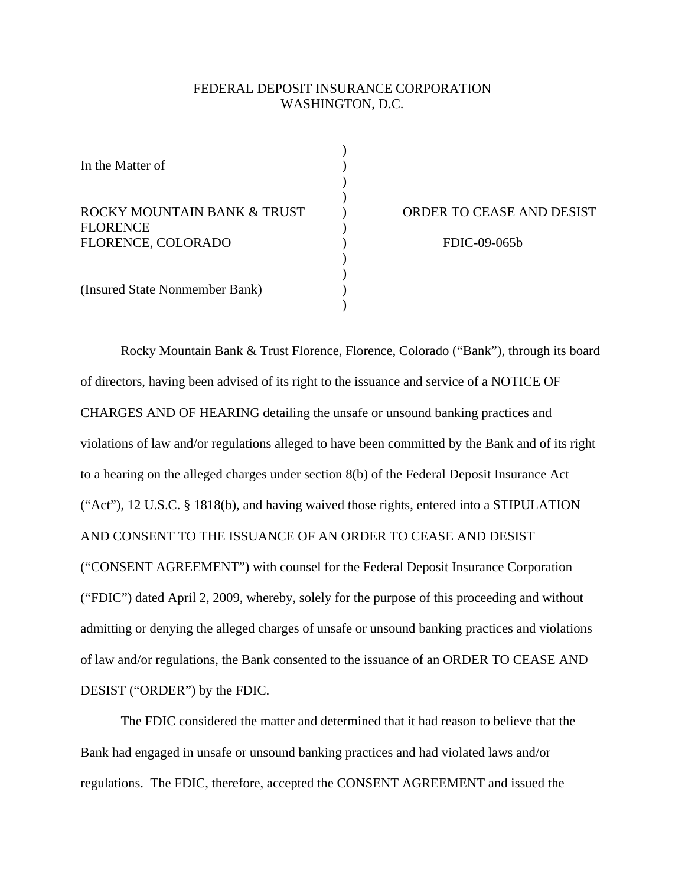FEDERAL DEPOSIT INSURANCE CORPORATION
WASHINGTON, D.C.

| | | |
|---|---|---|
| In the Matter of | | |
| ROCKY MOUNTAIN BANK & TRUST FLORENCE FLORENCE, COLORADO | | ORDER TO CEASE AND DESIST |
| | | FDIC-09-065b |
| (Insured State Nonmember Bank) | | |

Rocky Mountain Bank & Trust Florence, Florence, Colorado ("Bank"), through its board of directors, having been advised of its right to the issuance and service of a NOTICE OF CHARGES AND OF HEARING detailing the unsafe or unsound banking practices and violations of law and/or regulations alleged to have been committed by the Bank and of its right to a hearing on the alleged charges under section 8(b) of the Federal Deposit Insurance Act ("Act"), 12 U.S.C. § 1818(b), and having waived those rights, entered into a STIPULATION AND CONSENT TO THE ISSUANCE OF AN ORDER TO CEASE AND DESIST ("CONSENT AGREEMENT") with counsel for the Federal Deposit Insurance Corporation ("FDIC") dated April 2, 2009, whereby, solely for the purpose of this proceeding and without admitting or denying the alleged charges of unsafe or unsound banking practices and violations of law and/or regulations, the Bank consented to the issuance of an ORDER TO CEASE AND DESIST ("ORDER") by the FDIC.

The FDIC considered the matter and determined that it had reason to believe that the Bank had engaged in unsafe or unsound banking practices and had violated laws and/or regulations. The FDIC, therefore, accepted the CONSENT AGREEMENT and issued the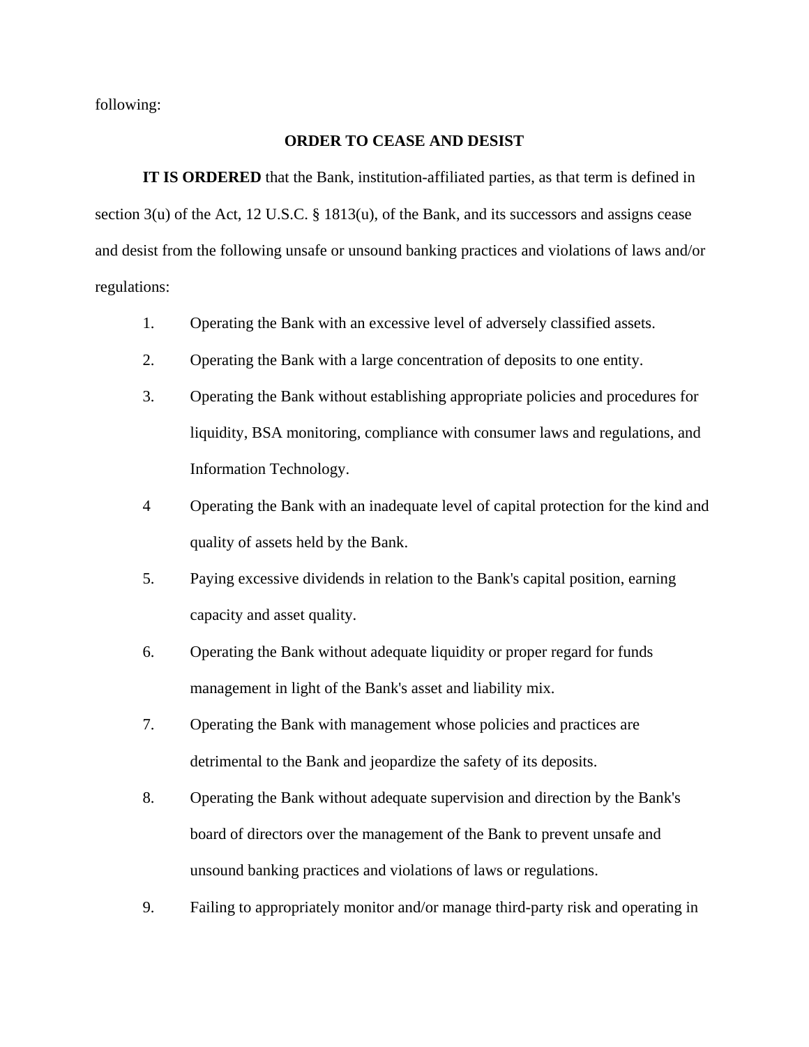following:

## ORDER TO CEASE AND DESIST

**IT IS ORDERED** that the Bank, institution-affiliated parties, as that term is defined in section 3(u) of the Act, 12 U.S.C. § 1813(u), of the Bank, and its successors and assigns cease and desist from the following unsafe or unsound banking practices and violations of laws and/or regulations:

1. Operating the Bank with an excessive level of adversely classified assets.
2. Operating the Bank with a large concentration of deposits to one entity.
3. Operating the Bank without establishing appropriate policies and procedures for liquidity, BSA monitoring, compliance with consumer laws and regulations, and Information Technology.
4. Operating the Bank with an inadequate level of capital protection for the kind and quality of assets held by the Bank.
5. Paying excessive dividends in relation to the Bank's capital position, earning capacity and asset quality.
6. Operating the Bank without adequate liquidity or proper regard for funds management in light of the Bank's asset and liability mix.
7. Operating the Bank with management whose policies and practices are detrimental to the Bank and jeopardize the safety of its deposits.
8. Operating the Bank without adequate supervision and direction by the Bank's board of directors over the management of the Bank to prevent unsafe and unsound banking practices and violations of laws or regulations.
9. Failing to appropriately monitor and/or manage third-party risk and operating in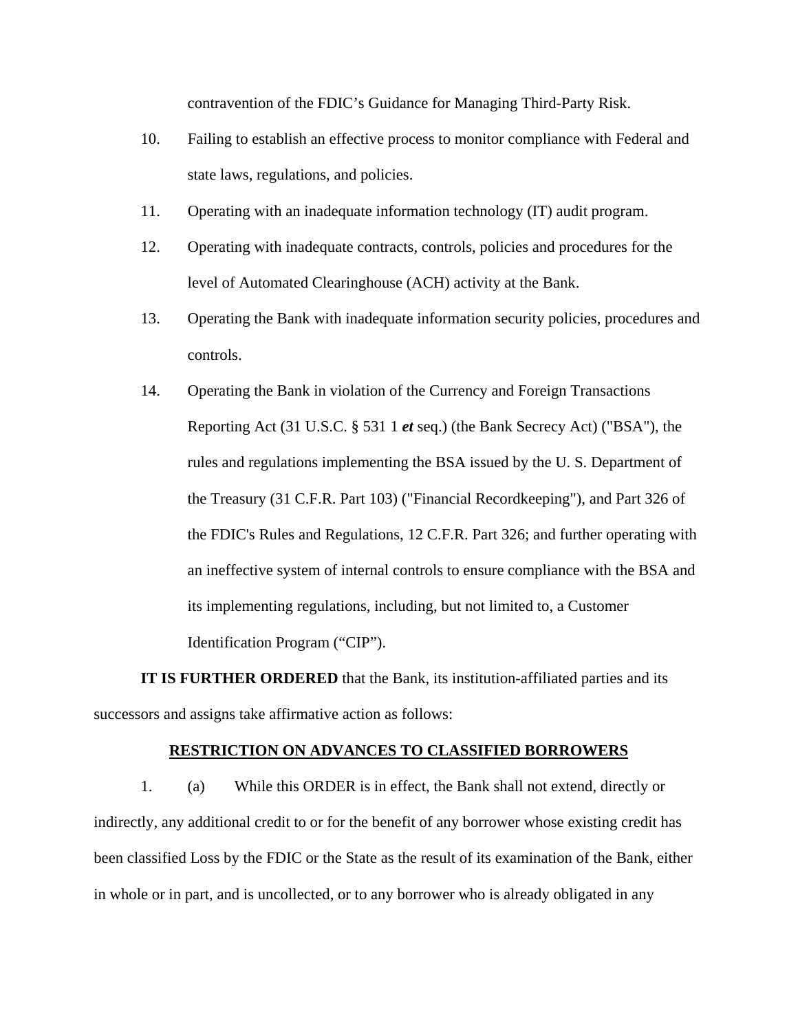contravention of the FDIC's Guidance for Managing Third-Party Risk.

10. Failing to establish an effective process to monitor compliance with Federal and state laws, regulations, and policies.

11. Operating with an inadequate information technology (IT) audit program.

12. Operating with inadequate contracts, controls, policies and procedures for the level of Automated Clearinghouse (ACH) activity at the Bank.

13. Operating the Bank with inadequate information security policies, procedures and controls.

14. Operating the Bank in violation of the Currency and Foreign Transactions Reporting Act (31 U.S.C. § 531 1 ***et*** seq.) (the Bank Secrecy Act) ("BSA"), the rules and regulations implementing the BSA issued by the U. S. Department of the Treasury (31 C.F.R. Part 103) ("Financial Recordkeeping"), and Part 326 of the FDIC's Rules and Regulations, 12 C.F.R. Part 326; and further operating with an ineffective system of internal controls to ensure compliance with the BSA and its implementing regulations, including, but not limited to, a Customer Identification Program ("CIP").

**IT IS FURTHER ORDERED** that the Bank, its institution-affiliated parties and its successors and assigns take affirmative action as follows:

**RESTRICTION ON ADVANCES TO CLASSIFIED BORROWERS**

1. (a) While this ORDER is in effect, the Bank shall not extend, directly or indirectly, any additional credit to or for the benefit of any borrower whose existing credit has been classified Loss by the FDIC or the State as the result of its examination of the Bank, either in whole or in part, and is uncollected, or to any borrower who is already obligated in any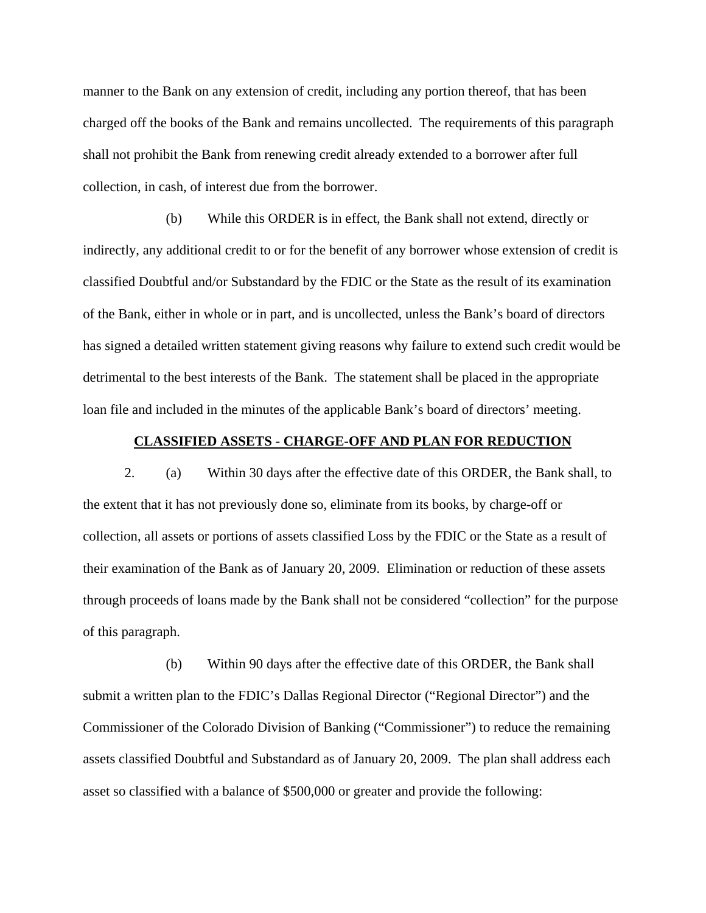manner to the Bank on any extension of credit, including any portion thereof, that has been charged off the books of the Bank and remains uncollected. The requirements of this paragraph shall not prohibit the Bank from renewing credit already extended to a borrower after full collection, in cash, of interest due from the borrower.

(b) While this ORDER is in effect, the Bank shall not extend, directly or indirectly, any additional credit to or for the benefit of any borrower whose extension of credit is classified Doubtful and/or Substandard by the FDIC or the State as the result of its examination of the Bank, either in whole or in part, and is uncollected, unless the Bank's board of directors has signed a detailed written statement giving reasons why failure to extend such credit would be detrimental to the best interests of the Bank. The statement shall be placed in the appropriate loan file and included in the minutes of the applicable Bank's board of directors' meeting.

**CLASSIFIED ASSETS - CHARGE-OFF AND PLAN FOR REDUCTION**

2. (a) Within 30 days after the effective date of this ORDER, the Bank shall, to the extent that it has not previously done so, eliminate from its books, by charge-off or collection, all assets or portions of assets classified Loss by the FDIC or the State as a result of their examination of the Bank as of January 20, 2009. Elimination or reduction of these assets through proceeds of loans made by the Bank shall not be considered "collection" for the purpose of this paragraph.

(b) Within 90 days after the effective date of this ORDER, the Bank shall submit a written plan to the FDIC's Dallas Regional Director ("Regional Director") and the Commissioner of the Colorado Division of Banking ("Commissioner") to reduce the remaining assets classified Doubtful and Substandard as of January 20, 2009. The plan shall address each asset so classified with a balance of $500,000 or greater and provide the following: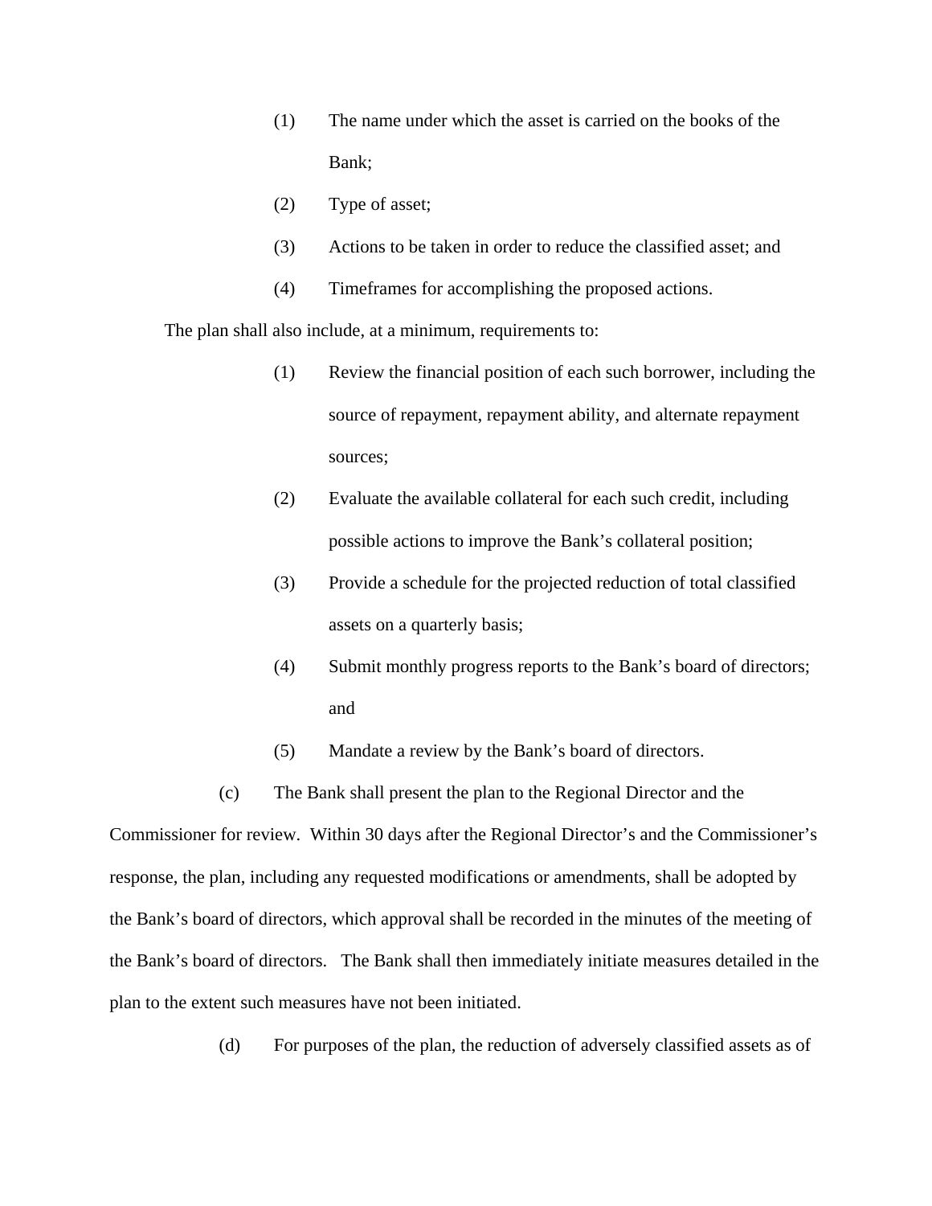(1) The name under which the asset is carried on the books of the Bank;

(2) Type of asset;

(3) Actions to be taken in order to reduce the classified asset; and

(4) Timeframes for accomplishing the proposed actions.

The plan shall also include, at a minimum, requirements to:

(1) Review the financial position of each such borrower, including the source of repayment, repayment ability, and alternate repayment sources;

(2) Evaluate the available collateral for each such credit, including possible actions to improve the Bank's collateral position;

(3) Provide a schedule for the projected reduction of total classified assets on a quarterly basis;

(4) Submit monthly progress reports to the Bank's board of directors; and

(5) Mandate a review by the Bank's board of directors.

(c) The Bank shall present the plan to the Regional Director and the Commissioner for review. Within 30 days after the Regional Director's and the Commissioner's response, the plan, including any requested modifications or amendments, shall be adopted by the Bank's board of directors, which approval shall be recorded in the minutes of the meeting of the Bank's board of directors. The Bank shall then immediately initiate measures detailed in the plan to the extent such measures have not been initiated.

(d) For purposes of the plan, the reduction of adversely classified assets as of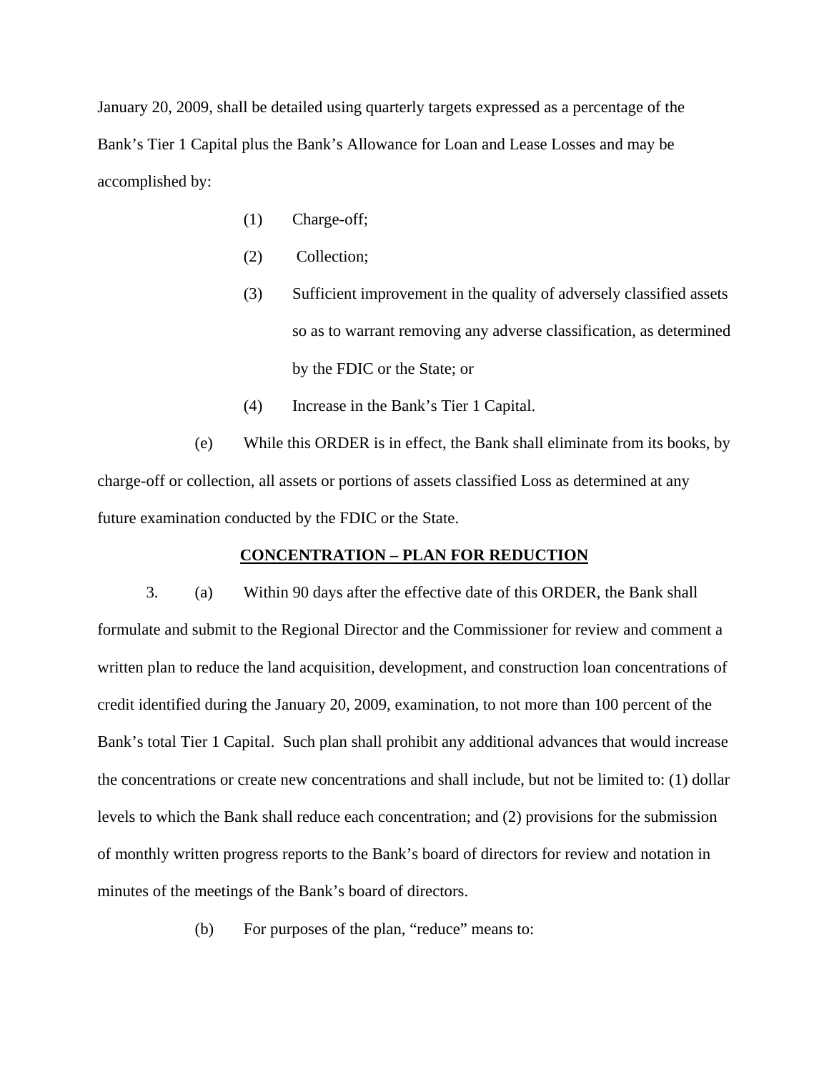January 20, 2009, shall be detailed using quarterly targets expressed as a percentage of the Bank's Tier 1 Capital plus the Bank's Allowance for Loan and Lease Losses and may be accomplished by:

(1) Charge-off;

(2) Collection;

(3) Sufficient improvement in the quality of adversely classified assets so as to warrant removing any adverse classification, as determined by the FDIC or the State; or

(4) Increase in the Bank's Tier 1 Capital.

(e) While this ORDER is in effect, the Bank shall eliminate from its books, by charge-off or collection, all assets or portions of assets classified Loss as determined at any future examination conducted by the FDIC or the State.

**CONCENTRATION – PLAN FOR REDUCTION**

3. (a) Within 90 days after the effective date of this ORDER, the Bank shall formulate and submit to the Regional Director and the Commissioner for review and comment a written plan to reduce the land acquisition, development, and construction loan concentrations of credit identified during the January 20, 2009, examination, to not more than 100 percent of the Bank's total Tier 1 Capital. Such plan shall prohibit any additional advances that would increase the concentrations or create new concentrations and shall include, but not be limited to: (1) dollar levels to which the Bank shall reduce each concentration; and (2) provisions for the submission of monthly written progress reports to the Bank's board of directors for review and notation in minutes of the meetings of the Bank's board of directors.

(b) For purposes of the plan, "reduce" means to: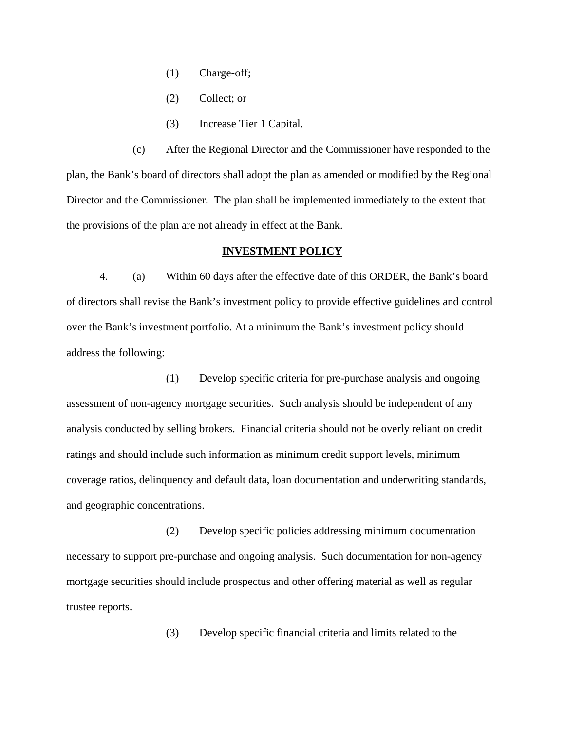(1) Charge-off;

(2) Collect; or

(3) Increase Tier 1 Capital.

(c) After the Regional Director and the Commissioner have responded to the plan, the Bank's board of directors shall adopt the plan as amended or modified by the Regional Director and the Commissioner. The plan shall be implemented immediately to the extent that the provisions of the plan are not already in effect at the Bank.

**INVESTMENT POLICY**

4. (a) Within 60 days after the effective date of this ORDER, the Bank's board of directors shall revise the Bank's investment policy to provide effective guidelines and control over the Bank's investment portfolio. At a minimum the Bank's investment policy should address the following:

(1) Develop specific criteria for pre-purchase analysis and ongoing assessment of non-agency mortgage securities. Such analysis should be independent of any analysis conducted by selling brokers. Financial criteria should not be overly reliant on credit ratings and should include such information as minimum credit support levels, minimum coverage ratios, delinquency and default data, loan documentation and underwriting standards, and geographic concentrations.

(2) Develop specific policies addressing minimum documentation necessary to support pre-purchase and ongoing analysis. Such documentation for non-agency mortgage securities should include prospectus and other offering material as well as regular trustee reports.

(3) Develop specific financial criteria and limits related to the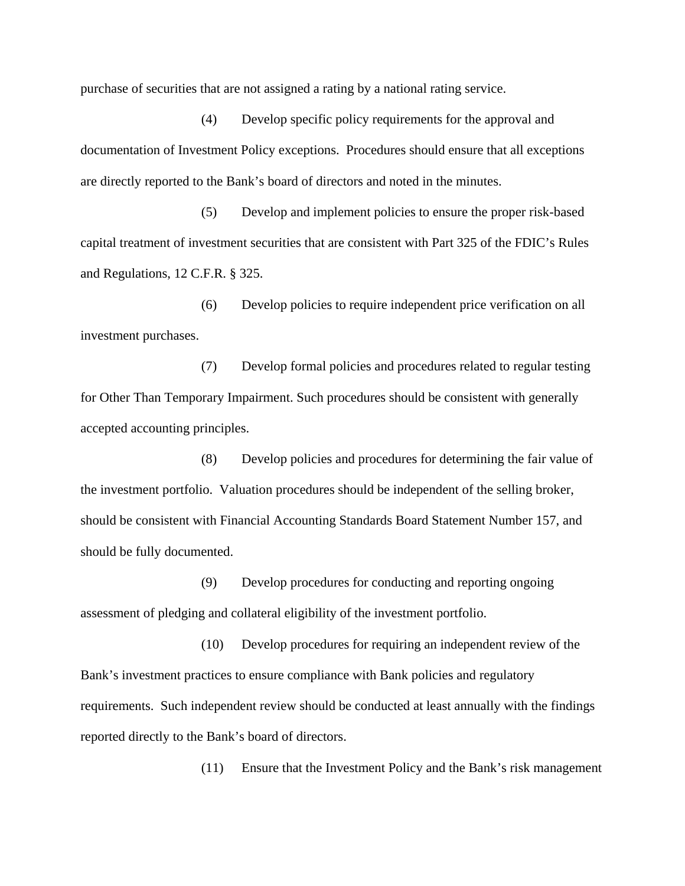purchase of securities that are not assigned a rating by a national rating service.

(4) Develop specific policy requirements for the approval and documentation of Investment Policy exceptions. Procedures should ensure that all exceptions are directly reported to the Bank's board of directors and noted in the minutes.

(5) Develop and implement policies to ensure the proper risk-based capital treatment of investment securities that are consistent with Part 325 of the FDIC's Rules and Regulations, 12 C.F.R. § 325.

(6) Develop policies to require independent price verification on all investment purchases.

(7) Develop formal policies and procedures related to regular testing for Other Than Temporary Impairment. Such procedures should be consistent with generally accepted accounting principles.

(8) Develop policies and procedures for determining the fair value of the investment portfolio. Valuation procedures should be independent of the selling broker, should be consistent with Financial Accounting Standards Board Statement Number 157, and should be fully documented.

(9) Develop procedures for conducting and reporting ongoing assessment of pledging and collateral eligibility of the investment portfolio.

(10) Develop procedures for requiring an independent review of the Bank's investment practices to ensure compliance with Bank policies and regulatory requirements. Such independent review should be conducted at least annually with the findings reported directly to the Bank's board of directors.

(11) Ensure that the Investment Policy and the Bank's risk management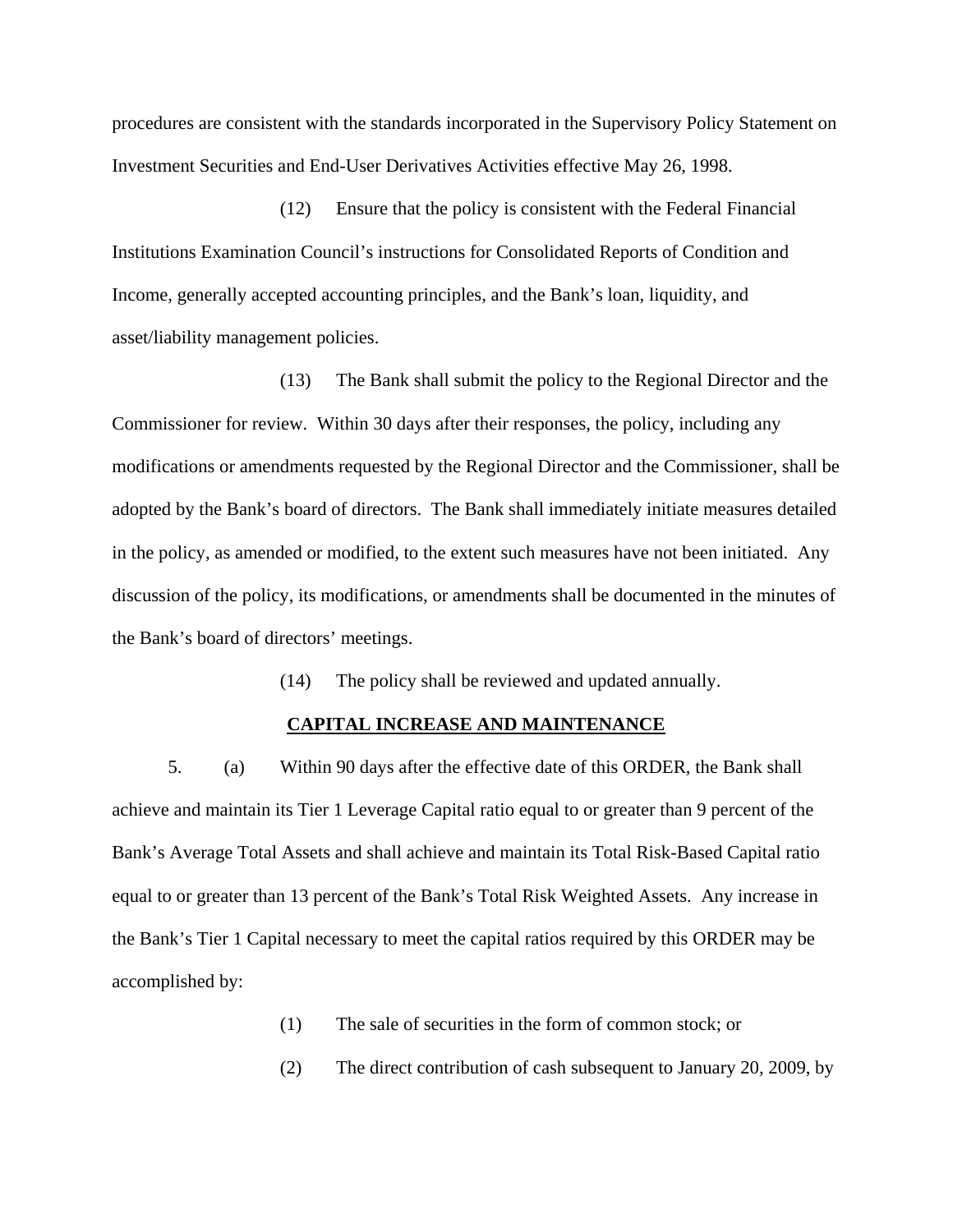procedures are consistent with the standards incorporated in the Supervisory Policy Statement on Investment Securities and End-User Derivatives Activities effective May 26, 1998.

(12) Ensure that the policy is consistent with the Federal Financial Institutions Examination Council's instructions for Consolidated Reports of Condition and Income, generally accepted accounting principles, and the Bank's loan, liquidity, and asset/liability management policies.

(13) The Bank shall submit the policy to the Regional Director and the Commissioner for review. Within 30 days after their responses, the policy, including any modifications or amendments requested by the Regional Director and the Commissioner, shall be adopted by the Bank's board of directors. The Bank shall immediately initiate measures detailed in the policy, as amended or modified, to the extent such measures have not been initiated. Any discussion of the policy, its modifications, or amendments shall be documented in the minutes of the Bank's board of directors' meetings.

(14) The policy shall be reviewed and updated annually.

**CAPITAL INCREASE AND MAINTENANCE**

5. (a) Within 90 days after the effective date of this ORDER, the Bank shall achieve and maintain its Tier 1 Leverage Capital ratio equal to or greater than 9 percent of the Bank's Average Total Assets and shall achieve and maintain its Total Risk-Based Capital ratio equal to or greater than 13 percent of the Bank's Total Risk Weighted Assets. Any increase in the Bank's Tier 1 Capital necessary to meet the capital ratios required by this ORDER may be accomplished by:

(1) The sale of securities in the form of common stock; or

(2) The direct contribution of cash subsequent to January 20, 2009, by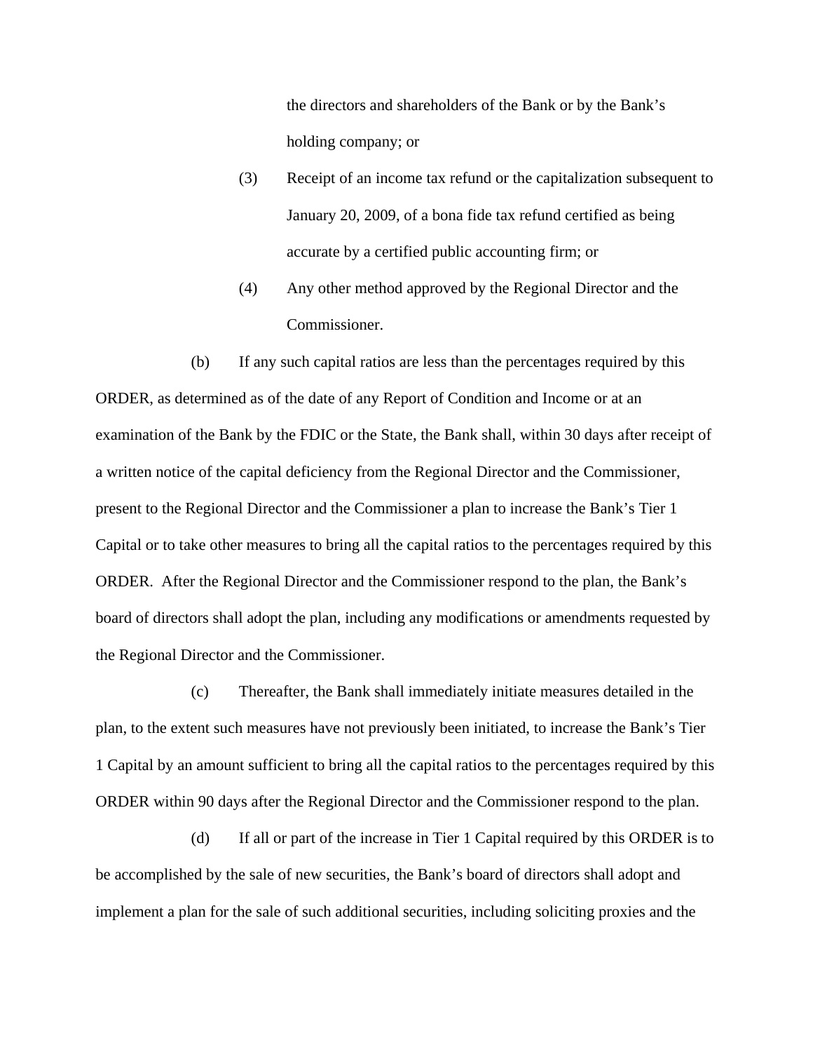the directors and shareholders of the Bank or by the Bank's holding company; or

(3) Receipt of an income tax refund or the capitalization subsequent to January 20, 2009, of a bona fide tax refund certified as being accurate by a certified public accounting firm; or

(4) Any other method approved by the Regional Director and the Commissioner.

(b) If any such capital ratios are less than the percentages required by this ORDER, as determined as of the date of any Report of Condition and Income or at an examination of the Bank by the FDIC or the State, the Bank shall, within 30 days after receipt of a written notice of the capital deficiency from the Regional Director and the Commissioner, present to the Regional Director and the Commissioner a plan to increase the Bank's Tier 1 Capital or to take other measures to bring all the capital ratios to the percentages required by this ORDER. After the Regional Director and the Commissioner respond to the plan, the Bank's board of directors shall adopt the plan, including any modifications or amendments requested by the Regional Director and the Commissioner.

(c) Thereafter, the Bank shall immediately initiate measures detailed in the plan, to the extent such measures have not previously been initiated, to increase the Bank's Tier 1 Capital by an amount sufficient to bring all the capital ratios to the percentages required by this ORDER within 90 days after the Regional Director and the Commissioner respond to the plan.

(d) If all or part of the increase in Tier 1 Capital required by this ORDER is to be accomplished by the sale of new securities, the Bank's board of directors shall adopt and implement a plan for the sale of such additional securities, including soliciting proxies and the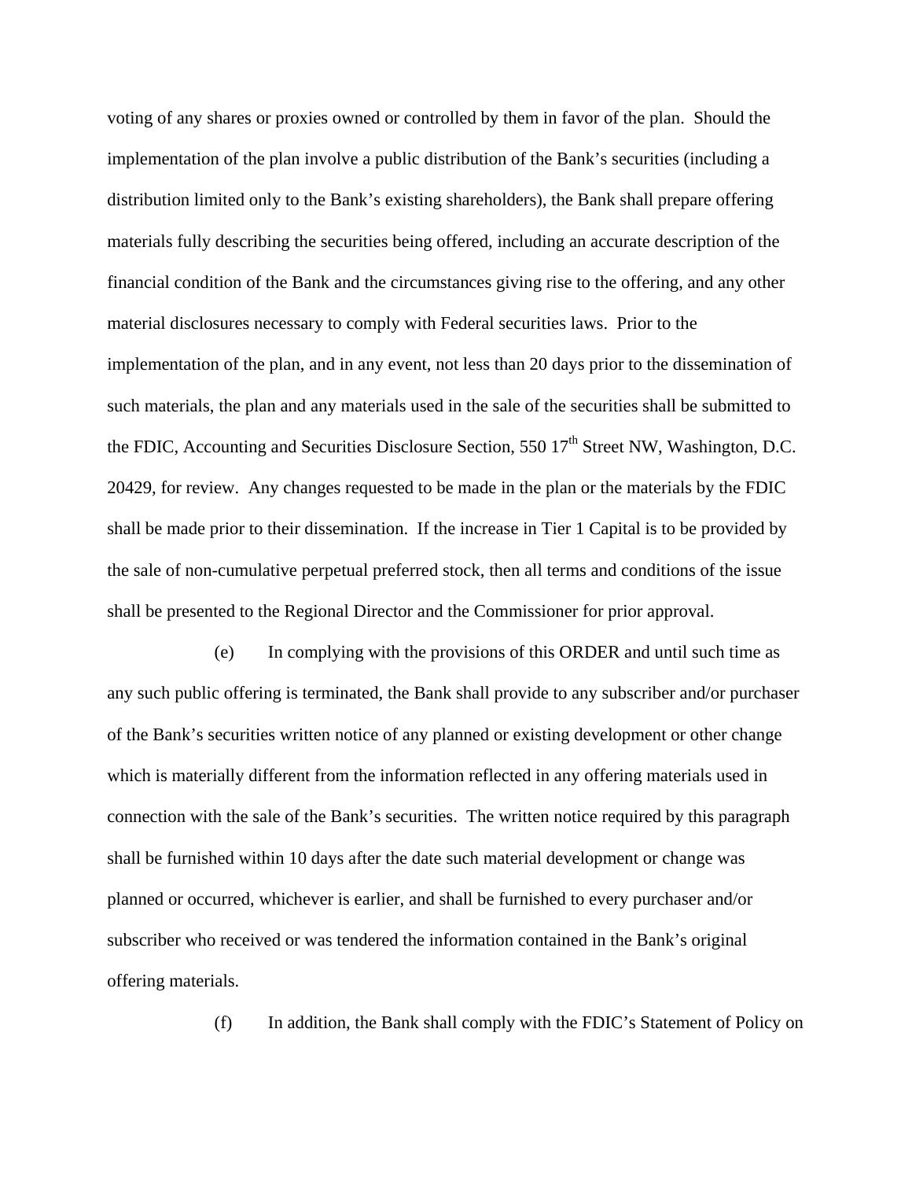voting of any shares or proxies owned or controlled by them in favor of the plan. Should the implementation of the plan involve a public distribution of the Bank's securities (including a distribution limited only to the Bank's existing shareholders), the Bank shall prepare offering materials fully describing the securities being offered, including an accurate description of the financial condition of the Bank and the circumstances giving rise to the offering, and any other material disclosures necessary to comply with Federal securities laws. Prior to the implementation of the plan, and in any event, not less than 20 days prior to the dissemination of such materials, the plan and any materials used in the sale of the securities shall be submitted to the FDIC, Accounting and Securities Disclosure Section, 550 17th Street NW, Washington, D.C. 20429, for review. Any changes requested to be made in the plan or the materials by the FDIC shall be made prior to their dissemination. If the increase in Tier 1 Capital is to be provided by the sale of non-cumulative perpetual preferred stock, then all terms and conditions of the issue shall be presented to the Regional Director and the Commissioner for prior approval.

(e) In complying with the provisions of this ORDER and until such time as any such public offering is terminated, the Bank shall provide to any subscriber and/or purchaser of the Bank's securities written notice of any planned or existing development or other change which is materially different from the information reflected in any offering materials used in connection with the sale of the Bank's securities. The written notice required by this paragraph shall be furnished within 10 days after the date such material development or change was planned or occurred, whichever is earlier, and shall be furnished to every purchaser and/or subscriber who received or was tendered the information contained in the Bank's original offering materials.

(f) In addition, the Bank shall comply with the FDIC's Statement of Policy on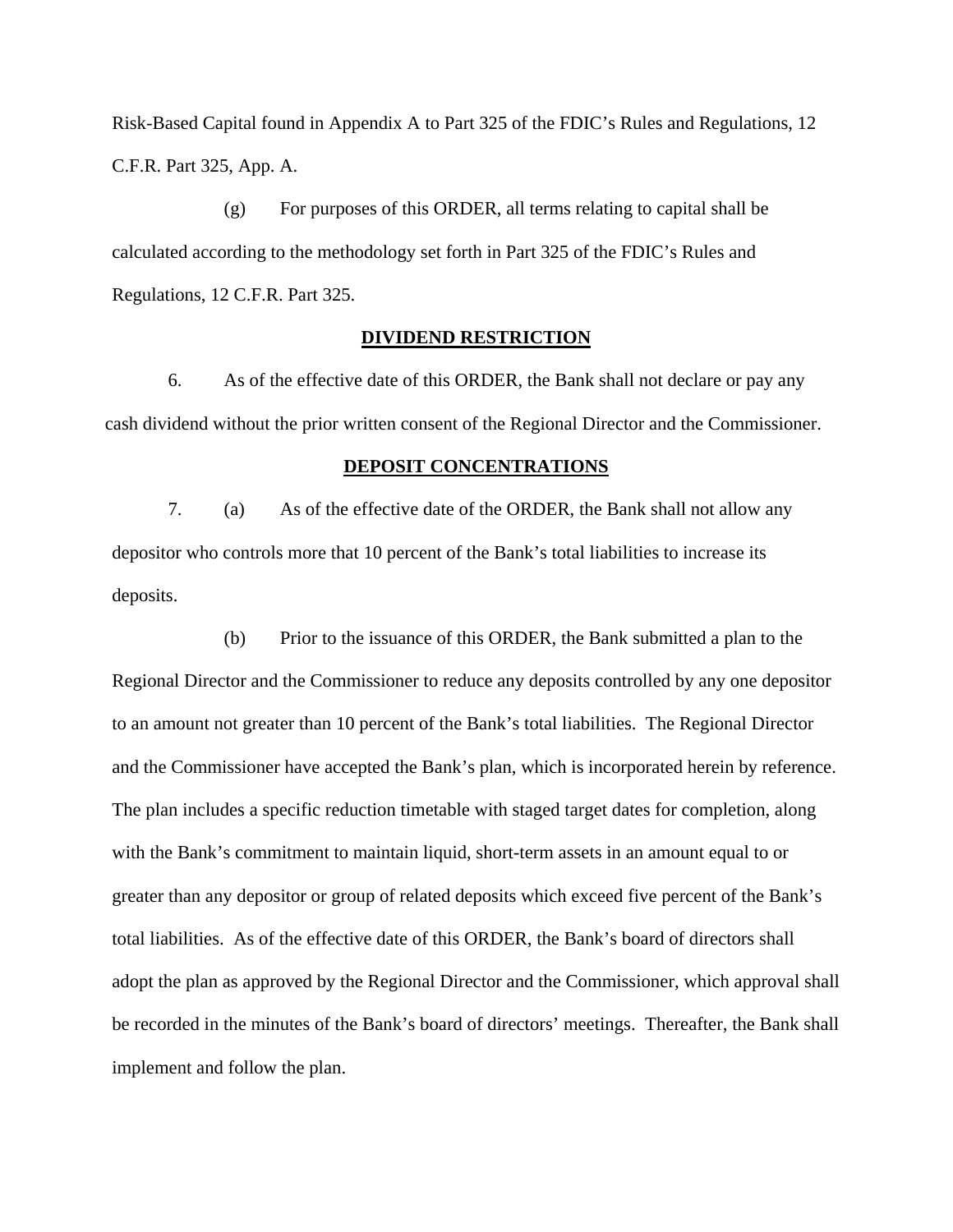Risk-Based Capital found in Appendix A to Part 325 of the FDIC's Rules and Regulations, 12 C.F.R. Part 325, App. A.

(g) For purposes of this ORDER, all terms relating to capital shall be calculated according to the methodology set forth in Part 325 of the FDIC's Rules and Regulations, 12 C.F.R. Part 325.

**DIVIDEND RESTRICTION**

6. As of the effective date of this ORDER, the Bank shall not declare or pay any cash dividend without the prior written consent of the Regional Director and the Commissioner.

**DEPOSIT CONCENTRATIONS**

7. (a) As of the effective date of the ORDER, the Bank shall not allow any depositor who controls more that 10 percent of the Bank's total liabilities to increase its deposits.

(b) Prior to the issuance of this ORDER, the Bank submitted a plan to the Regional Director and the Commissioner to reduce any deposits controlled by any one depositor to an amount not greater than 10 percent of the Bank's total liabilities. The Regional Director and the Commissioner have accepted the Bank's plan, which is incorporated herein by reference. The plan includes a specific reduction timetable with staged target dates for completion, along with the Bank's commitment to maintain liquid, short-term assets in an amount equal to or greater than any depositor or group of related deposits which exceed five percent of the Bank's total liabilities. As of the effective date of this ORDER, the Bank's board of directors shall adopt the plan as approved by the Regional Director and the Commissioner, which approval shall be recorded in the minutes of the Bank's board of directors' meetings. Thereafter, the Bank shall implement and follow the plan.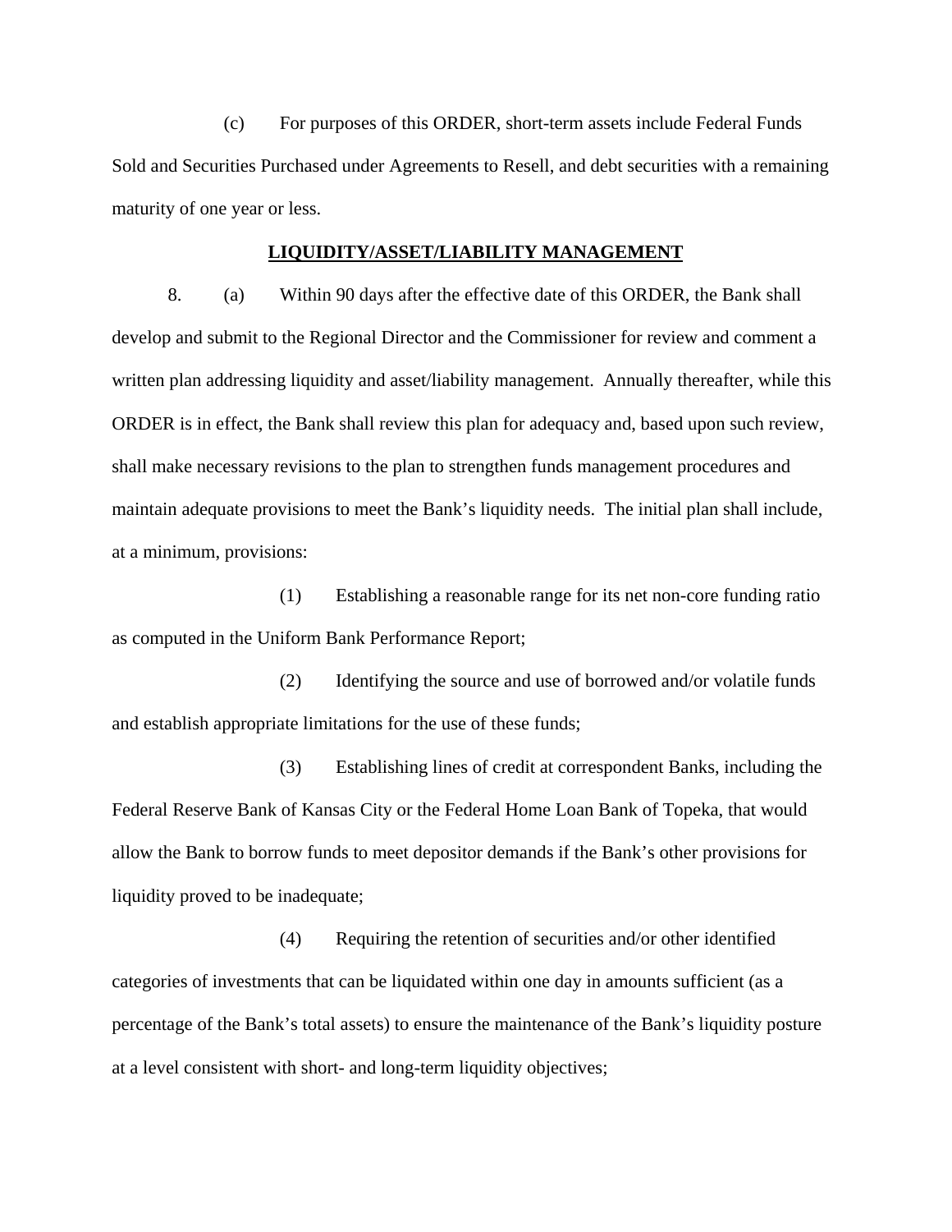(c) For purposes of this ORDER, short-term assets include Federal Funds Sold and Securities Purchased under Agreements to Resell, and debt securities with a remaining maturity of one year or less.

**LIQUIDITY/ASSET/LIABILITY MANAGEMENT**

8. (a) Within 90 days after the effective date of this ORDER, the Bank shall develop and submit to the Regional Director and the Commissioner for review and comment a written plan addressing liquidity and asset/liability management. Annually thereafter, while this ORDER is in effect, the Bank shall review this plan for adequacy and, based upon such review, shall make necessary revisions to the plan to strengthen funds management procedures and maintain adequate provisions to meet the Bank's liquidity needs. The initial plan shall include, at a minimum, provisions:

(1) Establishing a reasonable range for its net non-core funding ratio as computed in the Uniform Bank Performance Report;

(2) Identifying the source and use of borrowed and/or volatile funds and establish appropriate limitations for the use of these funds;

(3) Establishing lines of credit at correspondent Banks, including the Federal Reserve Bank of Kansas City or the Federal Home Loan Bank of Topeka, that would allow the Bank to borrow funds to meet depositor demands if the Bank's other provisions for liquidity proved to be inadequate;

(4) Requiring the retention of securities and/or other identified categories of investments that can be liquidated within one day in amounts sufficient (as a percentage of the Bank's total assets) to ensure the maintenance of the Bank's liquidity posture at a level consistent with short- and long-term liquidity objectives;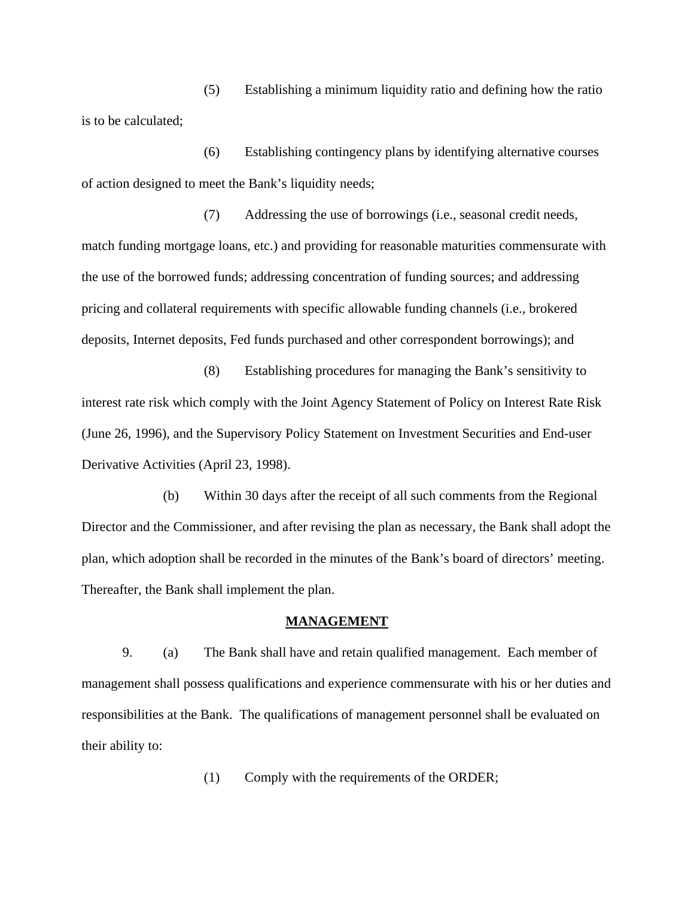(5) Establishing a minimum liquidity ratio and defining how the ratio is to be calculated;

(6) Establishing contingency plans by identifying alternative courses of action designed to meet the Bank's liquidity needs;

(7) Addressing the use of borrowings (i.e., seasonal credit needs, match funding mortgage loans, etc.) and providing for reasonable maturities commensurate with the use of the borrowed funds; addressing concentration of funding sources; and addressing pricing and collateral requirements with specific allowable funding channels (i.e., brokered deposits, Internet deposits, Fed funds purchased and other correspondent borrowings); and

(8) Establishing procedures for managing the Bank's sensitivity to interest rate risk which comply with the Joint Agency Statement of Policy on Interest Rate Risk (June 26, 1996), and the Supervisory Policy Statement on Investment Securities and End-user Derivative Activities (April 23, 1998).

(b) Within 30 days after the receipt of all such comments from the Regional Director and the Commissioner, and after revising the plan as necessary, the Bank shall adopt the plan, which adoption shall be recorded in the minutes of the Bank's board of directors' meeting. Thereafter, the Bank shall implement the plan.

**MANAGEMENT**

9. (a) The Bank shall have and retain qualified management. Each member of management shall possess qualifications and experience commensurate with his or her duties and responsibilities at the Bank. The qualifications of management personnel shall be evaluated on their ability to:

(1) Comply with the requirements of the ORDER;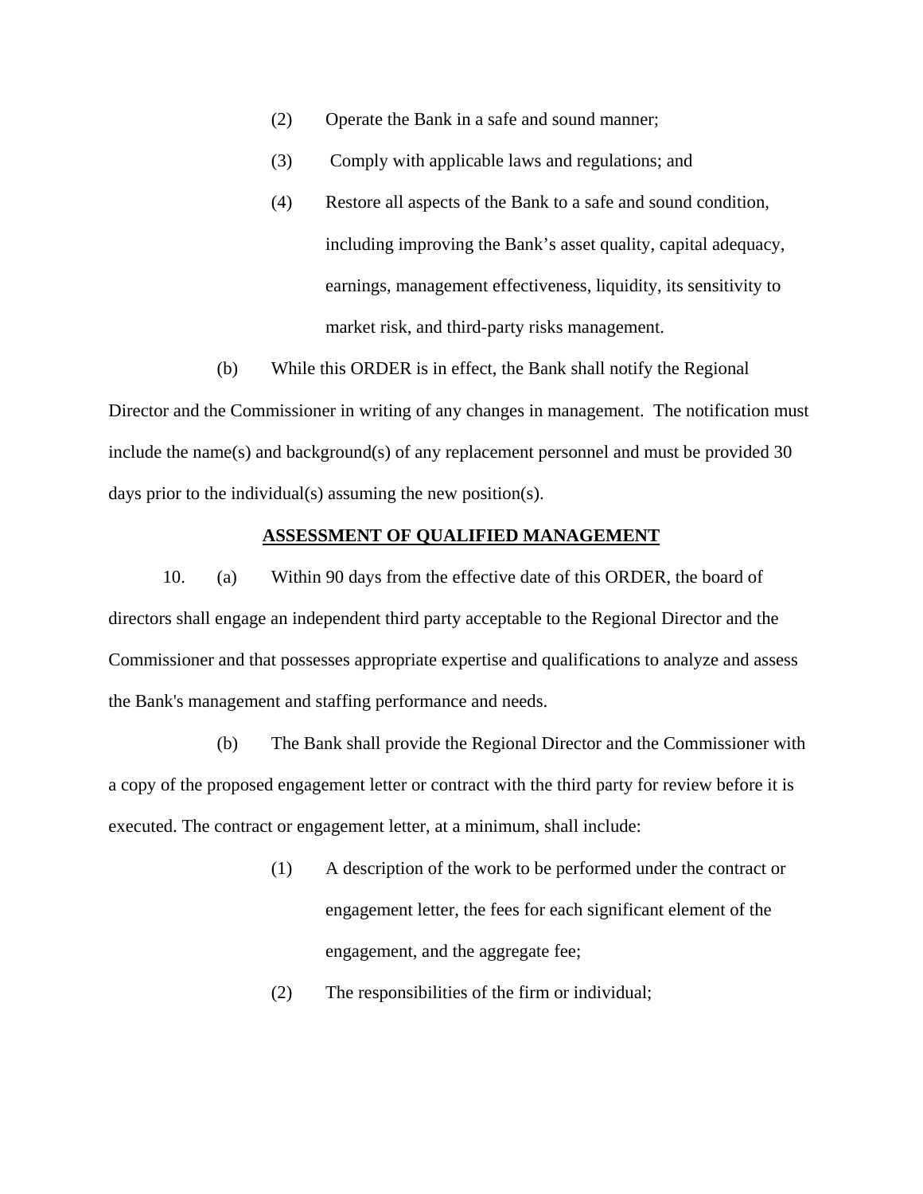(2) Operate the Bank in a safe and sound manner;

(3) Comply with applicable laws and regulations; and

(4) Restore all aspects of the Bank to a safe and sound condition, including improving the Bank's asset quality, capital adequacy, earnings, management effectiveness, liquidity, its sensitivity to market risk, and third-party risks management.

(b) While this ORDER is in effect, the Bank shall notify the Regional Director and the Commissioner in writing of any changes in management. The notification must include the name(s) and background(s) of any replacement personnel and must be provided 30 days prior to the individual(s) assuming the new position(s).

## ASSESSMENT OF QUALIFIED MANAGEMENT

10. (a) Within 90 days from the effective date of this ORDER, the board of directors shall engage an independent third party acceptable to the Regional Director and the Commissioner and that possesses appropriate expertise and qualifications to analyze and assess the Bank's management and staffing performance and needs.

(b) The Bank shall provide the Regional Director and the Commissioner with a copy of the proposed engagement letter or contract with the third party for review before it is executed. The contract or engagement letter, at a minimum, shall include:

(1) A description of the work to be performed under the contract or engagement letter, the fees for each significant element of the engagement, and the aggregate fee;

(2) The responsibilities of the firm or individual;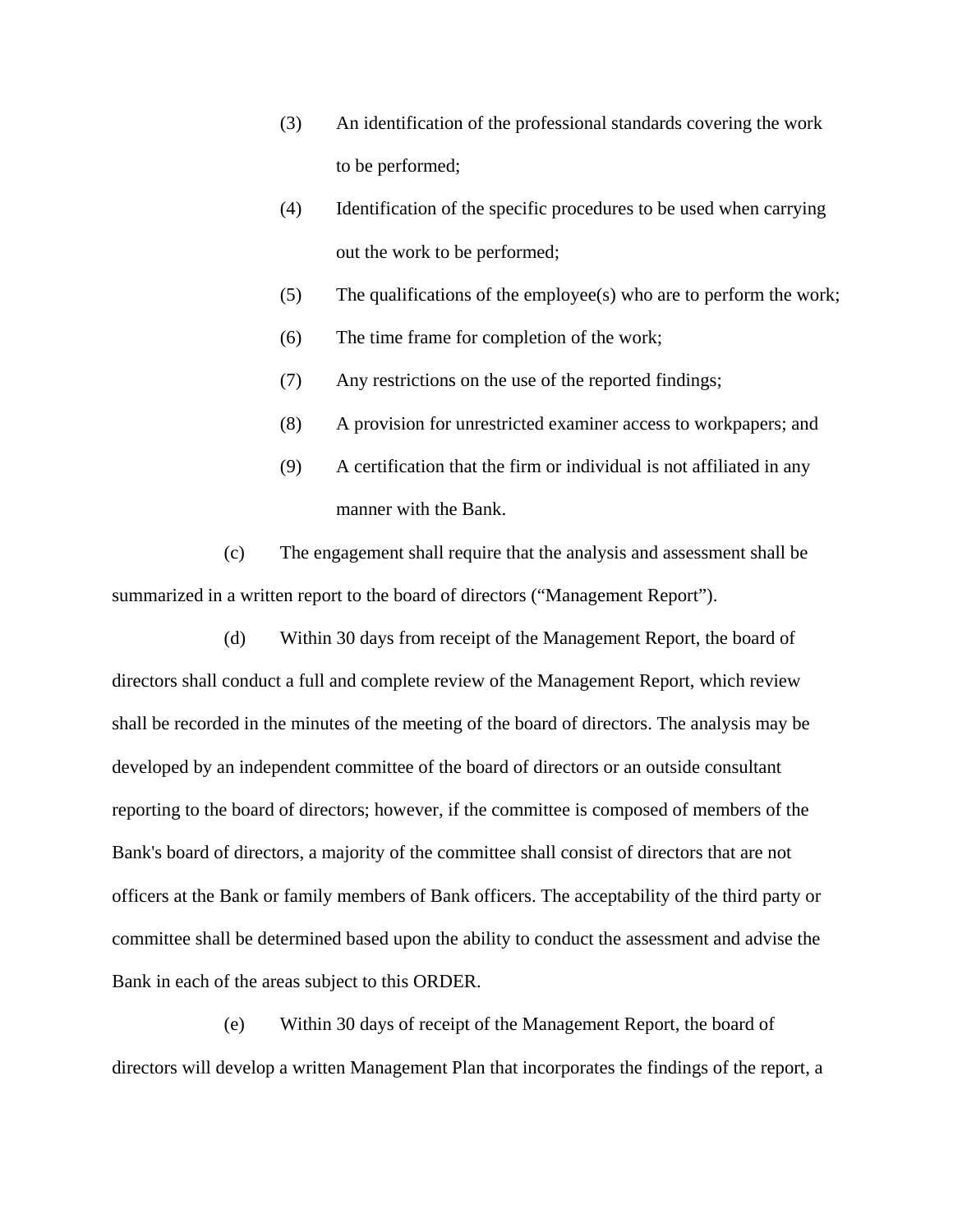(3) An identification of the professional standards covering the work to be performed;

(4) Identification of the specific procedures to be used when carrying out the work to be performed;

(5) The qualifications of the employee(s) who are to perform the work;

(6) The time frame for completion of the work;

(7) Any restrictions on the use of the reported findings;

(8) A provision for unrestricted examiner access to workpapers; and

(9) A certification that the firm or individual is not affiliated in any manner with the Bank.

(c) The engagement shall require that the analysis and assessment shall be summarized in a written report to the board of directors ("Management Report").

(d) Within 30 days from receipt of the Management Report, the board of directors shall conduct a full and complete review of the Management Report, which review shall be recorded in the minutes of the meeting of the board of directors. The analysis may be developed by an independent committee of the board of directors or an outside consultant reporting to the board of directors; however, if the committee is composed of members of the Bank's board of directors, a majority of the committee shall consist of directors that are not officers at the Bank or family members of Bank officers. The acceptability of the third party or committee shall be determined based upon the ability to conduct the assessment and advise the Bank in each of the areas subject to this ORDER.

(e) Within 30 days of receipt of the Management Report, the board of directors will develop a written Management Plan that incorporates the findings of the report, a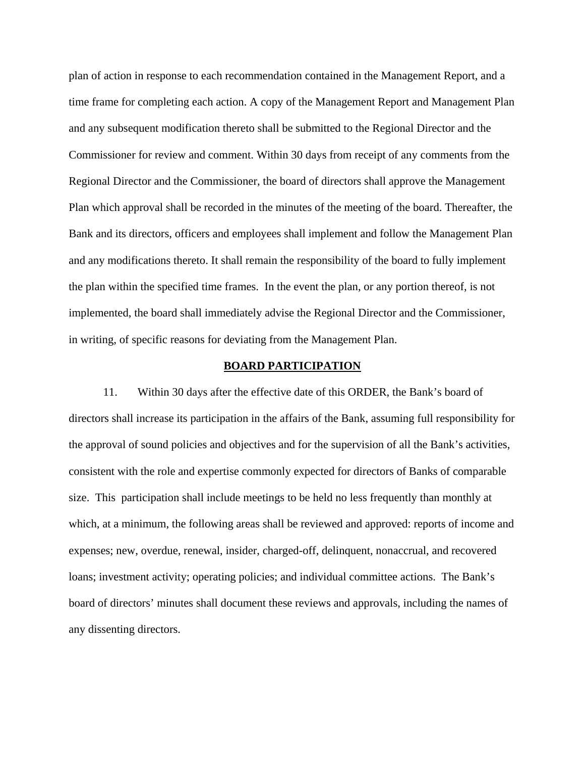plan of action in response to each recommendation contained in the Management Report, and a time frame for completing each action. A copy of the Management Report and Management Plan and any subsequent modification thereto shall be submitted to the Regional Director and the Commissioner for review and comment. Within 30 days from receipt of any comments from the Regional Director and the Commissioner, the board of directors shall approve the Management Plan which approval shall be recorded in the minutes of the meeting of the board. Thereafter, the Bank and its directors, officers and employees shall implement and follow the Management Plan and any modifications thereto. It shall remain the responsibility of the board to fully implement the plan within the specified time frames. In the event the plan, or any portion thereof, is not implemented, the board shall immediately advise the Regional Director and the Commissioner, in writing, of specific reasons for deviating from the Management Plan.

## **BOARD PARTICIPATION**

11. Within 30 days after the effective date of this ORDER, the Bank's board of directors shall increase its participation in the affairs of the Bank, assuming full responsibility for the approval of sound policies and objectives and for the supervision of all the Bank's activities, consistent with the role and expertise commonly expected for directors of Banks of comparable size. This participation shall include meetings to be held no less frequently than monthly at which, at a minimum, the following areas shall be reviewed and approved: reports of income and expenses; new, overdue, renewal, insider, charged-off, delinquent, nonaccrual, and recovered loans; investment activity; operating policies; and individual committee actions. The Bank's board of directors' minutes shall document these reviews and approvals, including the names of any dissenting directors.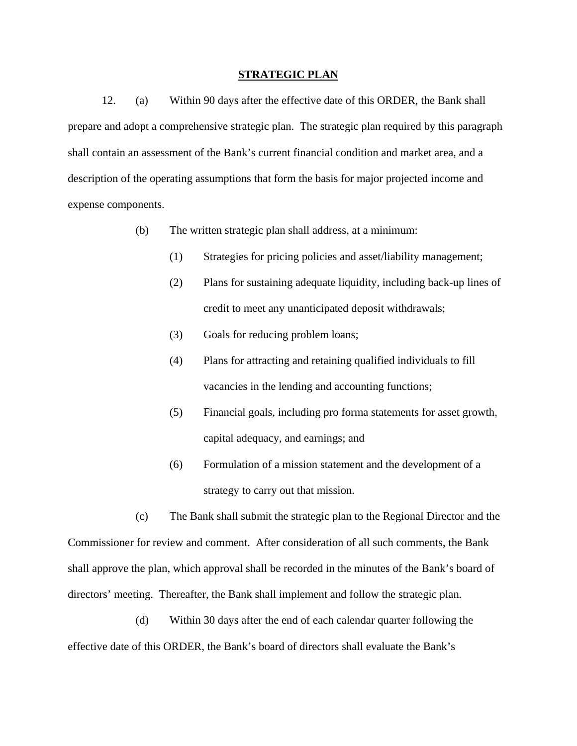## STRATEGIC PLAN

12. (a) Within 90 days after the effective date of this ORDER, the Bank shall prepare and adopt a comprehensive strategic plan. The strategic plan required by this paragraph shall contain an assessment of the Bank's current financial condition and market area, and a description of the operating assumptions that form the basis for major projected income and expense components.

(b) The written strategic plan shall address, at a minimum:

(1) Strategies for pricing policies and asset/liability management;

(2) Plans for sustaining adequate liquidity, including back-up lines of credit to meet any unanticipated deposit withdrawals;

(3) Goals for reducing problem loans;

(4) Plans for attracting and retaining qualified individuals to fill vacancies in the lending and accounting functions;

(5) Financial goals, including pro forma statements for asset growth, capital adequacy, and earnings; and

(6) Formulation of a mission statement and the development of a strategy to carry out that mission.

(c) The Bank shall submit the strategic plan to the Regional Director and the Commissioner for review and comment. After consideration of all such comments, the Bank shall approve the plan, which approval shall be recorded in the minutes of the Bank's board of directors' meeting. Thereafter, the Bank shall implement and follow the strategic plan.

(d) Within 30 days after the end of each calendar quarter following the effective date of this ORDER, the Bank's board of directors shall evaluate the Bank's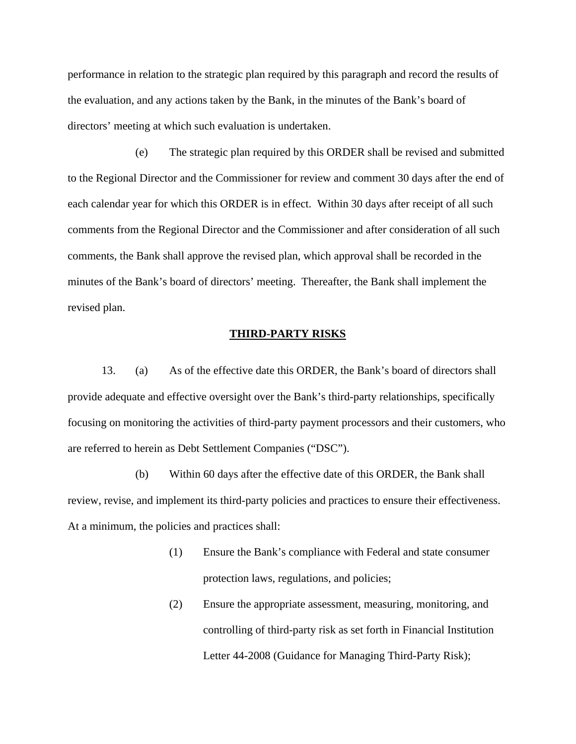performance in relation to the strategic plan required by this paragraph and record the results of the evaluation, and any actions taken by the Bank, in the minutes of the Bank's board of directors' meeting at which such evaluation is undertaken.

(e) The strategic plan required by this ORDER shall be revised and submitted to the Regional Director and the Commissioner for review and comment 30 days after the end of each calendar year for which this ORDER is in effect. Within 30 days after receipt of all such comments from the Regional Director and the Commissioner and after consideration of all such comments, the Bank shall approve the revised plan, which approval shall be recorded in the minutes of the Bank's board of directors' meeting. Thereafter, the Bank shall implement the revised plan.

## **THIRD-PARTY RISKS**

13. (a) As of the effective date this ORDER, the Bank's board of directors shall provide adequate and effective oversight over the Bank's third-party relationships, specifically focusing on monitoring the activities of third-party payment processors and their customers, who are referred to herein as Debt Settlement Companies ("DSC").

(b) Within 60 days after the effective date of this ORDER, the Bank shall review, revise, and implement its third-party policies and practices to ensure their effectiveness. At a minimum, the policies and practices shall:

(1) Ensure the Bank's compliance with Federal and state consumer protection laws, regulations, and policies;

(2) Ensure the appropriate assessment, measuring, monitoring, and controlling of third-party risk as set forth in Financial Institution Letter 44-2008 (Guidance for Managing Third-Party Risk);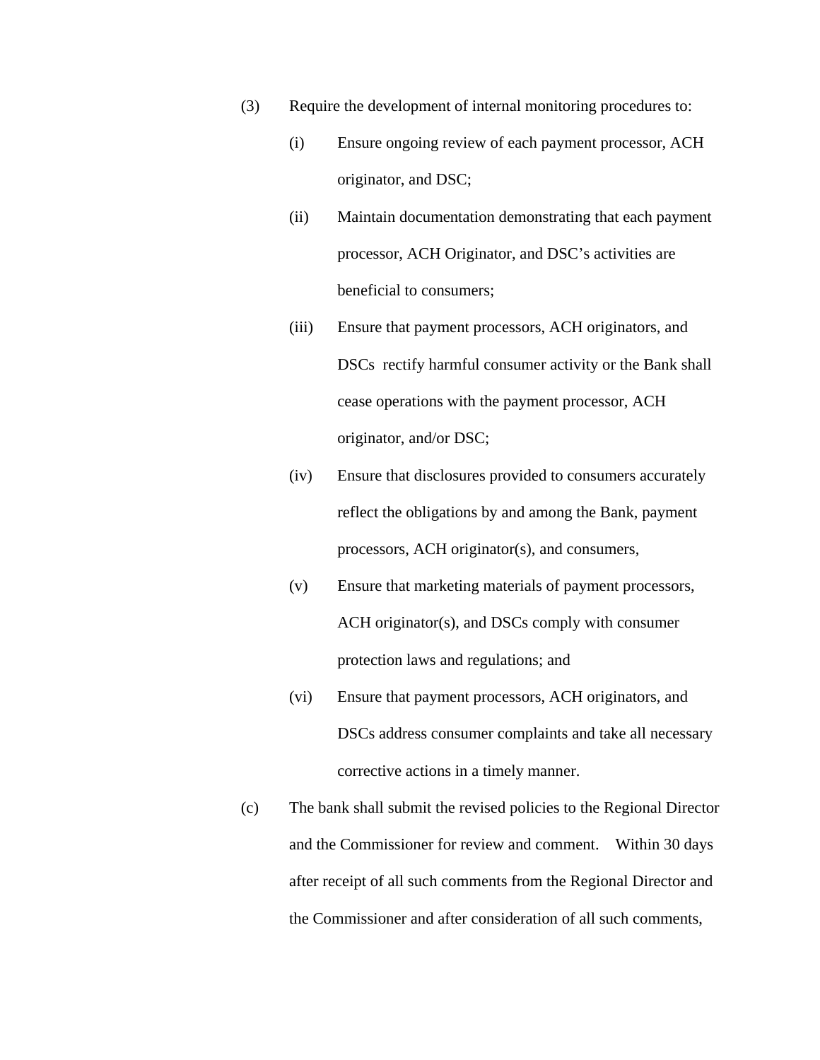(3) Require the development of internal monitoring procedures to:

   (i) Ensure ongoing review of each payment processor, ACH originator, and DSC;

   (ii) Maintain documentation demonstrating that each payment processor, ACH Originator, and DSC's activities are beneficial to consumers;

   (iii) Ensure that payment processors, ACH originators, and DSCs rectify harmful consumer activity or the Bank shall cease operations with the payment processor, ACH originator, and/or DSC;

   (iv) Ensure that disclosures provided to consumers accurately reflect the obligations by and among the Bank, payment processors, ACH originator(s), and consumers,

   (v) Ensure that marketing materials of payment processors, ACH originator(s), and DSCs comply with consumer protection laws and regulations; and

   (vi) Ensure that payment processors, ACH originators, and DSCs address consumer complaints and take all necessary corrective actions in a timely manner.

(c) The bank shall submit the revised policies to the Regional Director and the Commissioner for review and comment. Within 30 days after receipt of all such comments from the Regional Director and the Commissioner and after consideration of all such comments,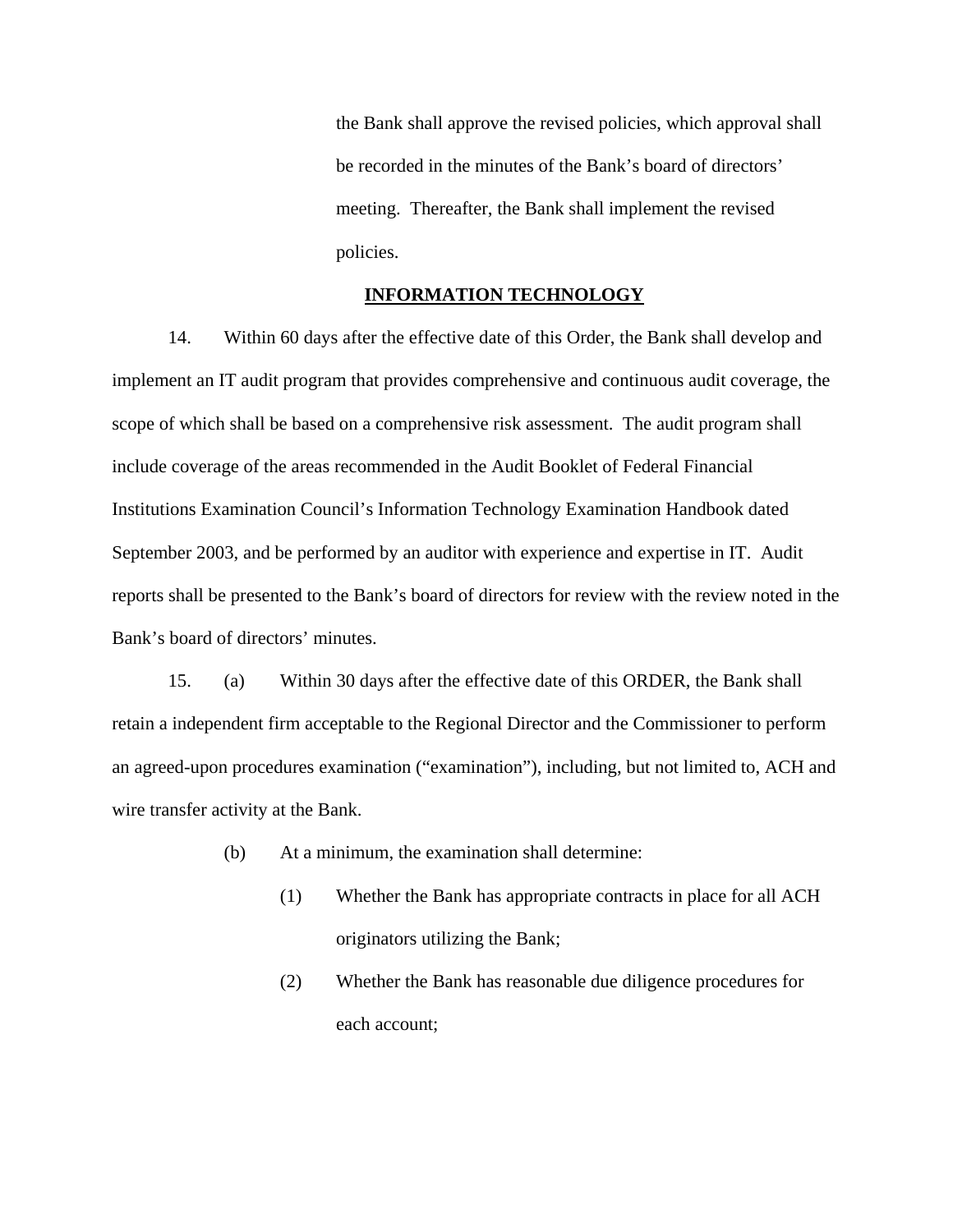the Bank shall approve the revised policies, which approval shall be recorded in the minutes of the Bank's board of directors' meeting. Thereafter, the Bank shall implement the revised policies.

## INFORMATION TECHNOLOGY

14. Within 60 days after the effective date of this Order, the Bank shall develop and implement an IT audit program that provides comprehensive and continuous audit coverage, the scope of which shall be based on a comprehensive risk assessment. The audit program shall include coverage of the areas recommended in the Audit Booklet of Federal Financial Institutions Examination Council's Information Technology Examination Handbook dated September 2003, and be performed by an auditor with experience and expertise in IT. Audit reports shall be presented to the Bank's board of directors for review with the review noted in the Bank's board of directors' minutes.

15. (a) Within 30 days after the effective date of this ORDER, the Bank shall retain a independent firm acceptable to the Regional Director and the Commissioner to perform an agreed-upon procedures examination ("examination"), including, but not limited to, ACH and wire transfer activity at the Bank.

(b) At a minimum, the examination shall determine:

(1) Whether the Bank has appropriate contracts in place for all ACH originators utilizing the Bank;

(2) Whether the Bank has reasonable due diligence procedures for each account;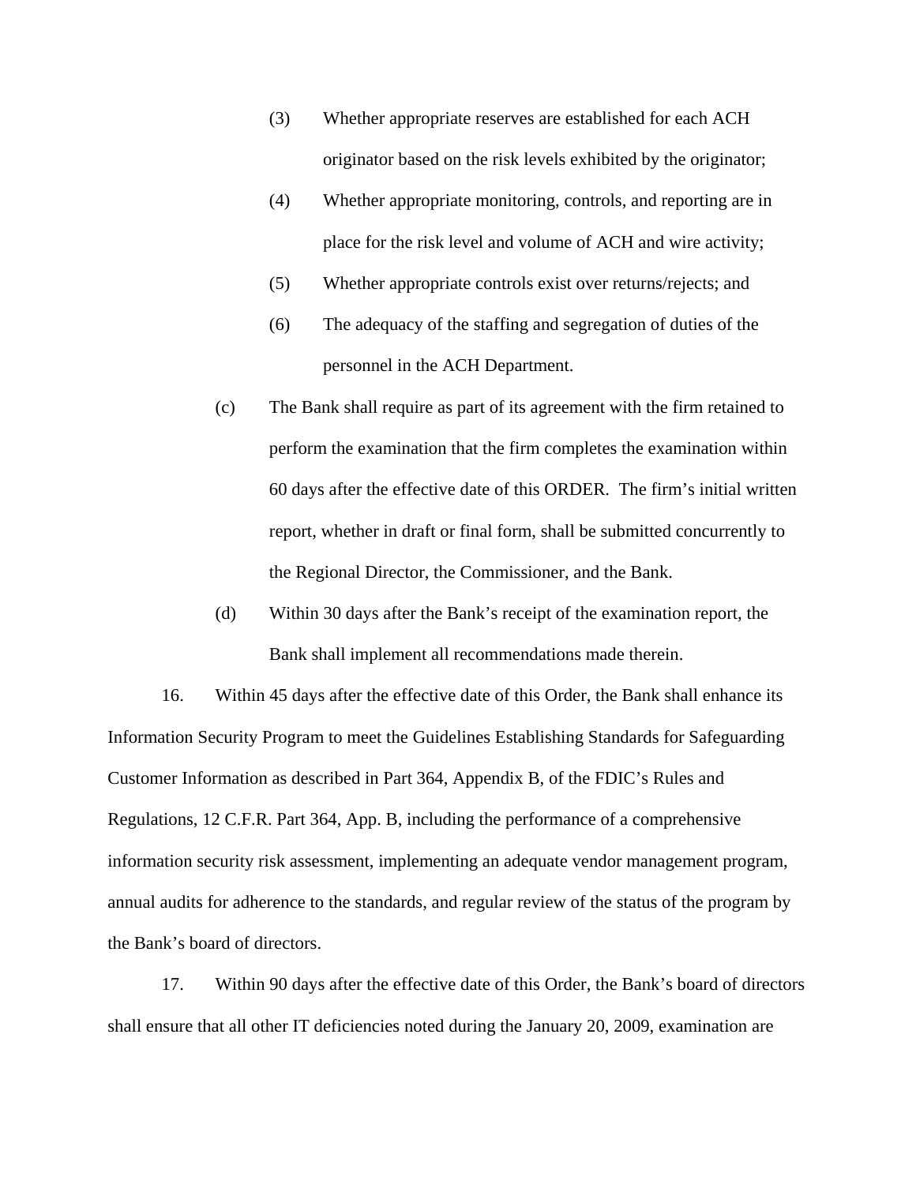(3) Whether appropriate reserves are established for each ACH originator based on the risk levels exhibited by the originator;

(4) Whether appropriate monitoring, controls, and reporting are in place for the risk level and volume of ACH and wire activity;

(5) Whether appropriate controls exist over returns/rejects; and

(6) The adequacy of the staffing and segregation of duties of the personnel in the ACH Department.

(c) The Bank shall require as part of its agreement with the firm retained to perform the examination that the firm completes the examination within 60 days after the effective date of this ORDER. The firm's initial written report, whether in draft or final form, shall be submitted concurrently to the Regional Director, the Commissioner, and the Bank.

(d) Within 30 days after the Bank's receipt of the examination report, the Bank shall implement all recommendations made therein.

16. Within 45 days after the effective date of this Order, the Bank shall enhance its Information Security Program to meet the Guidelines Establishing Standards for Safeguarding Customer Information as described in Part 364, Appendix B, of the FDIC's Rules and Regulations, 12 C.F.R. Part 364, App. B, including the performance of a comprehensive information security risk assessment, implementing an adequate vendor management program, annual audits for adherence to the standards, and regular review of the status of the program by the Bank's board of directors.

17. Within 90 days after the effective date of this Order, the Bank's board of directors shall ensure that all other IT deficiencies noted during the January 20, 2009, examination are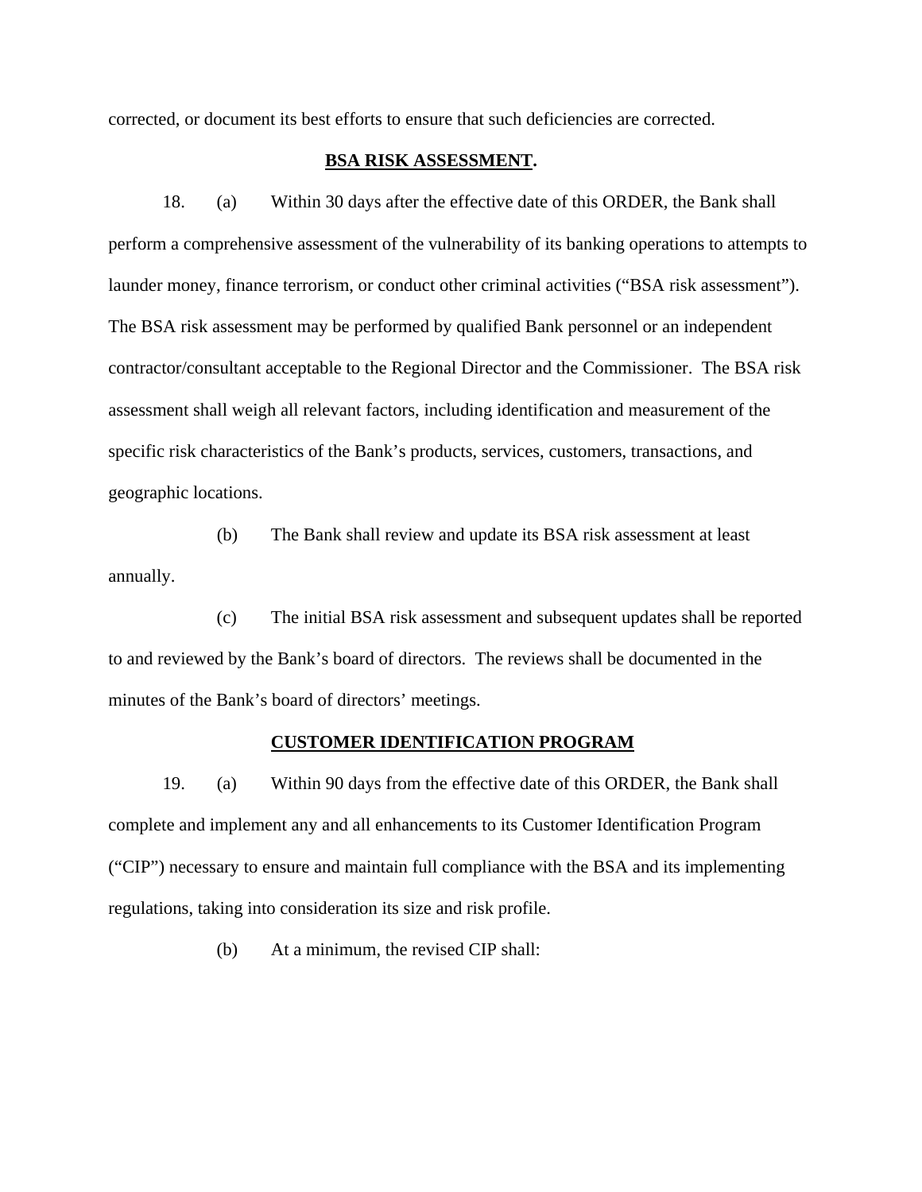corrected, or document its best efforts to ensure that such deficiencies are corrected.

**BSA RISK ASSESSMENT.**

18. (a) Within 30 days after the effective date of this ORDER, the Bank shall perform a comprehensive assessment of the vulnerability of its banking operations to attempts to launder money, finance terrorism, or conduct other criminal activities ("BSA risk assessment"). The BSA risk assessment may be performed by qualified Bank personnel or an independent contractor/consultant acceptable to the Regional Director and the Commissioner. The BSA risk assessment shall weigh all relevant factors, including identification and measurement of the specific risk characteristics of the Bank's products, services, customers, transactions, and geographic locations.

(b) The Bank shall review and update its BSA risk assessment at least annually.

(c) The initial BSA risk assessment and subsequent updates shall be reported to and reviewed by the Bank's board of directors. The reviews shall be documented in the minutes of the Bank's board of directors' meetings.

**CUSTOMER IDENTIFICATION PROGRAM**

19. (a) Within 90 days from the effective date of this ORDER, the Bank shall complete and implement any and all enhancements to its Customer Identification Program ("CIP") necessary to ensure and maintain full compliance with the BSA and its implementing regulations, taking into consideration its size and risk profile.

(b) At a minimum, the revised CIP shall: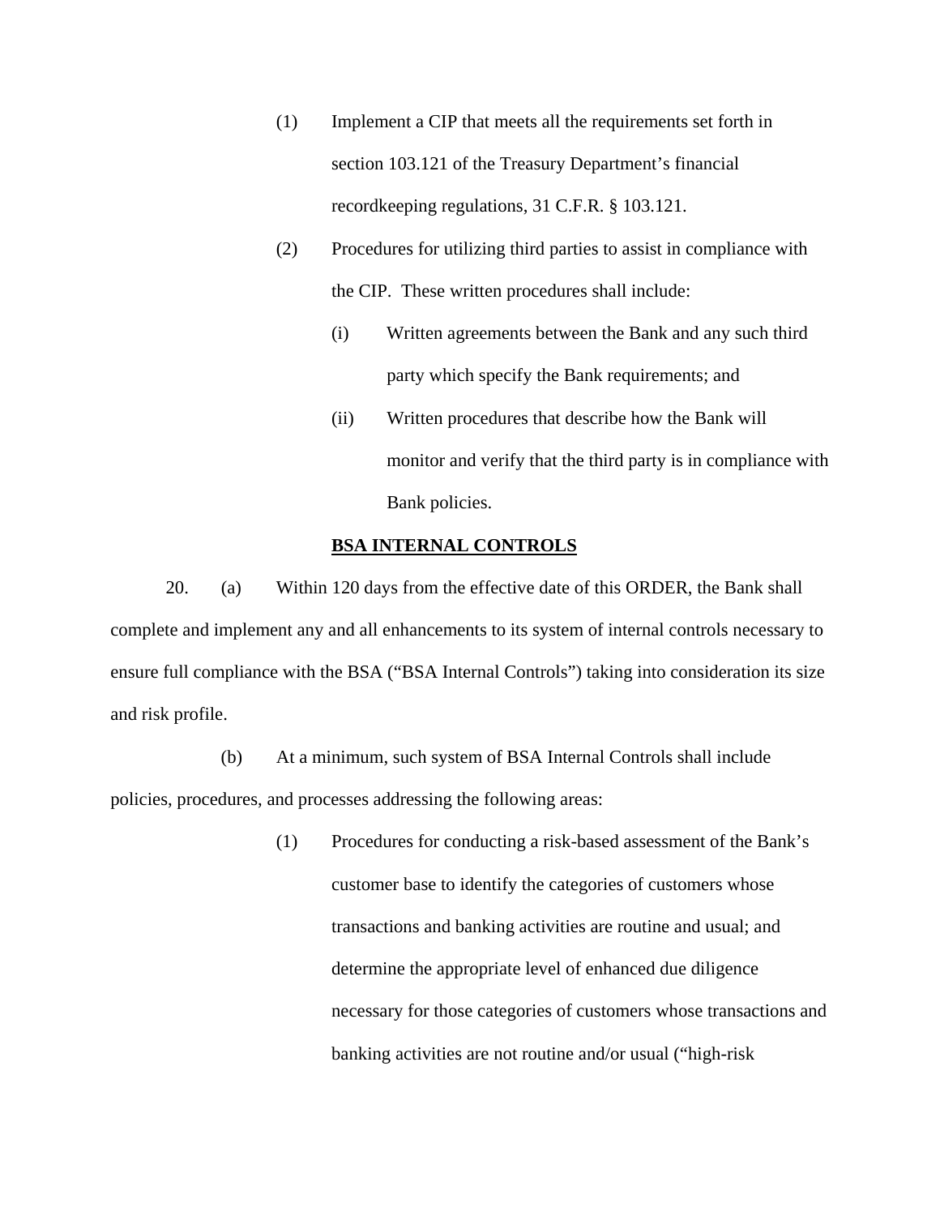(1) Implement a CIP that meets all the requirements set forth in section 103.121 of the Treasury Department's financial recordkeeping regulations, 31 C.F.R. § 103.121.

(2) Procedures for utilizing third parties to assist in compliance with the CIP. These written procedures shall include:

(i) Written agreements between the Bank and any such third party which specify the Bank requirements; and

(ii) Written procedures that describe how the Bank will monitor and verify that the third party is in compliance with Bank policies.

**BSA INTERNAL CONTROLS**

20. (a) Within 120 days from the effective date of this ORDER, the Bank shall complete and implement any and all enhancements to its system of internal controls necessary to ensure full compliance with the BSA ("BSA Internal Controls") taking into consideration its size and risk profile.

(b) At a minimum, such system of BSA Internal Controls shall include policies, procedures, and processes addressing the following areas:

(1) Procedures for conducting a risk-based assessment of the Bank's customer base to identify the categories of customers whose transactions and banking activities are routine and usual; and determine the appropriate level of enhanced due diligence necessary for those categories of customers whose transactions and banking activities are not routine and/or usual ("high-risk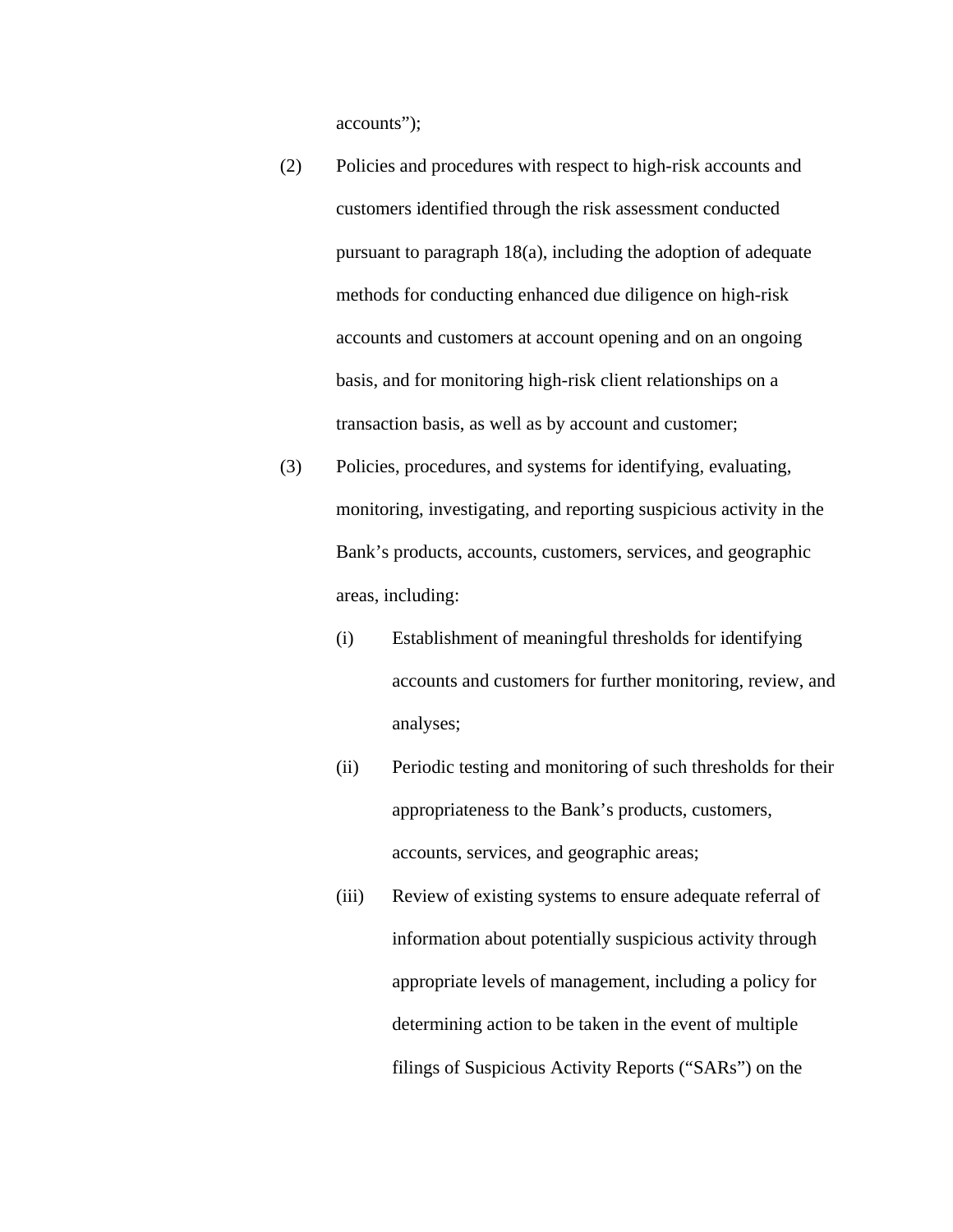accounts");

(2) Policies and procedures with respect to high-risk accounts and customers identified through the risk assessment conducted pursuant to paragraph 18(a), including the adoption of adequate methods for conducting enhanced due diligence on high-risk accounts and customers at account opening and on an ongoing basis, and for monitoring high-risk client relationships on a transaction basis, as well as by account and customer;

(3) Policies, procedures, and systems for identifying, evaluating, monitoring, investigating, and reporting suspicious activity in the Bank's products, accounts, customers, services, and geographic areas, including:

   (i) Establishment of meaningful thresholds for identifying accounts and customers for further monitoring, review, and analyses;

   (ii) Periodic testing and monitoring of such thresholds for their appropriateness to the Bank's products, customers, accounts, services, and geographic areas;

   (iii) Review of existing systems to ensure adequate referral of information about potentially suspicious activity through appropriate levels of management, including a policy for determining action to be taken in the event of multiple filings of Suspicious Activity Reports ("SARs") on the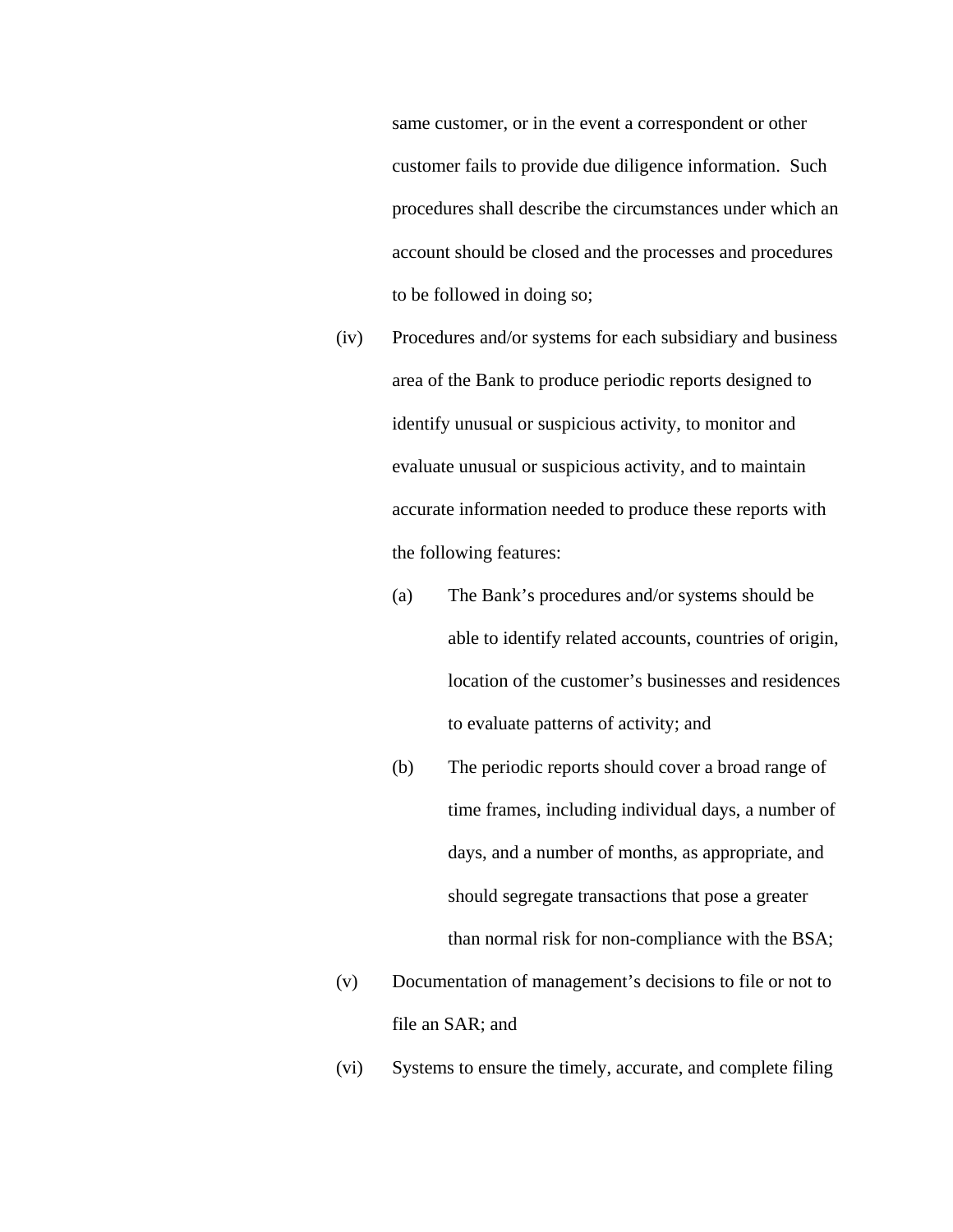same customer, or in the event a correspondent or other customer fails to provide due diligence information. Such procedures shall describe the circumstances under which an account should be closed and the processes and procedures to be followed in doing so;

(iv) Procedures and/or systems for each subsidiary and business area of the Bank to produce periodic reports designed to identify unusual or suspicious activity, to monitor and evaluate unusual or suspicious activity, and to maintain accurate information needed to produce these reports with the following features:

   (a) The Bank's procedures and/or systems should be able to identify related accounts, countries of origin, location of the customer's businesses and residences to evaluate patterns of activity; and

   (b) The periodic reports should cover a broad range of time frames, including individual days, a number of days, and a number of months, as appropriate, and should segregate transactions that pose a greater than normal risk for non-compliance with the BSA;

(v) Documentation of management's decisions to file or not to file an SAR; and

(vi) Systems to ensure the timely, accurate, and complete filing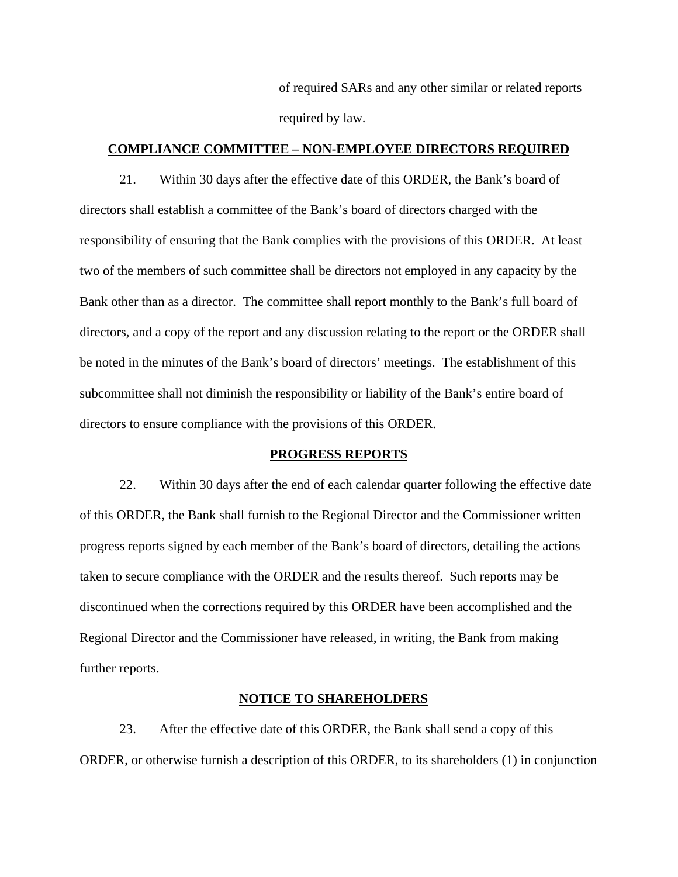of required SARs and any other similar or related reports required by law.

## COMPLIANCE COMMITTEE – NON-EMPLOYEE DIRECTORS REQUIRED

21. Within 30 days after the effective date of this ORDER, the Bank's board of directors shall establish a committee of the Bank's board of directors charged with the responsibility of ensuring that the Bank complies with the provisions of this ORDER. At least two of the members of such committee shall be directors not employed in any capacity by the Bank other than as a director. The committee shall report monthly to the Bank's full board of directors, and a copy of the report and any discussion relating to the report or the ORDER shall be noted in the minutes of the Bank's board of directors' meetings. The establishment of this subcommittee shall not diminish the responsibility or liability of the Bank's entire board of directors to ensure compliance with the provisions of this ORDER.

## PROGRESS REPORTS

22. Within 30 days after the end of each calendar quarter following the effective date of this ORDER, the Bank shall furnish to the Regional Director and the Commissioner written progress reports signed by each member of the Bank's board of directors, detailing the actions taken to secure compliance with the ORDER and the results thereof. Such reports may be discontinued when the corrections required by this ORDER have been accomplished and the Regional Director and the Commissioner have released, in writing, the Bank from making further reports.

## NOTICE TO SHAREHOLDERS

23. After the effective date of this ORDER, the Bank shall send a copy of this ORDER, or otherwise furnish a description of this ORDER, to its shareholders (1) in conjunction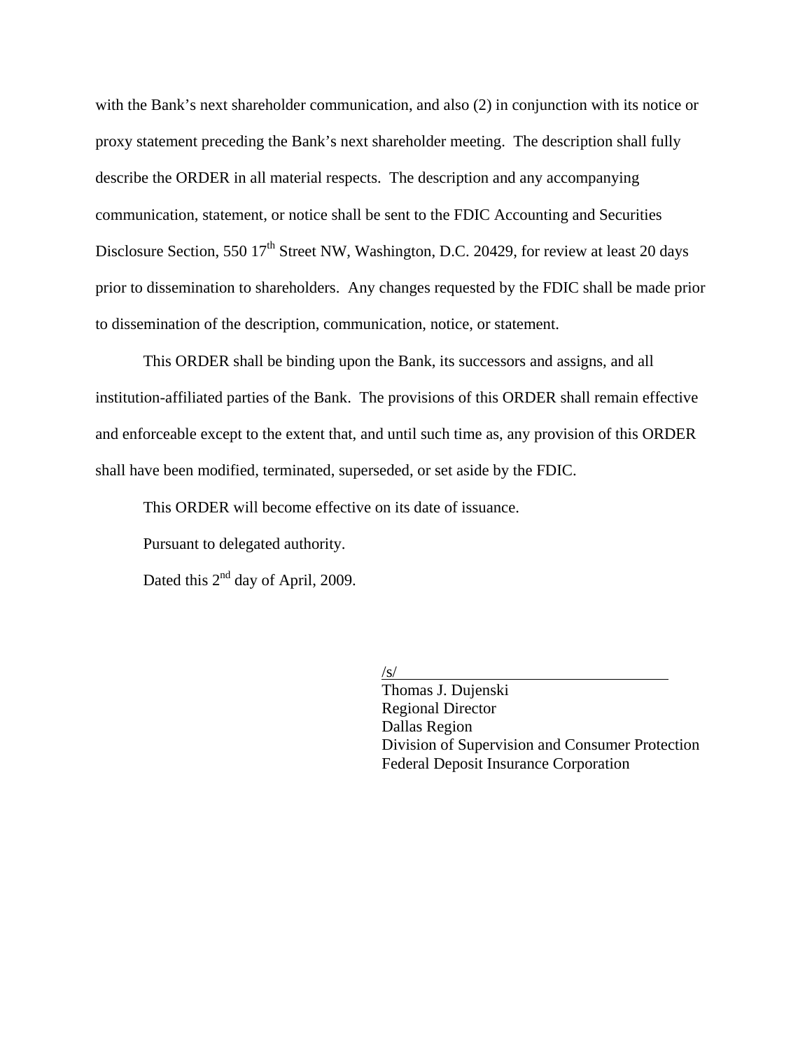with the Bank's next shareholder communication, and also (2) in conjunction with its notice or proxy statement preceding the Bank's next shareholder meeting. The description shall fully describe the ORDER in all material respects. The description and any accompanying communication, statement, or notice shall be sent to the FDIC Accounting and Securities Disclosure Section, 550 17th Street NW, Washington, D.C. 20429, for review at least 20 days prior to dissemination to shareholders. Any changes requested by the FDIC shall be made prior to dissemination of the description, communication, notice, or statement.

This ORDER shall be binding upon the Bank, its successors and assigns, and all institution-affiliated parties of the Bank. The provisions of this ORDER shall remain effective and enforceable except to the extent that, and until such time as, any provision of this ORDER shall have been modified, terminated, superseded, or set aside by the FDIC.

This ORDER will become effective on its date of issuance.

Pursuant to delegated authority.

Dated this 2nd day of April, 2009.

/s/
Thomas J. Dujenski
Regional Director
Dallas Region
Division of Supervision and Consumer Protection
Federal Deposit Insurance Corporation